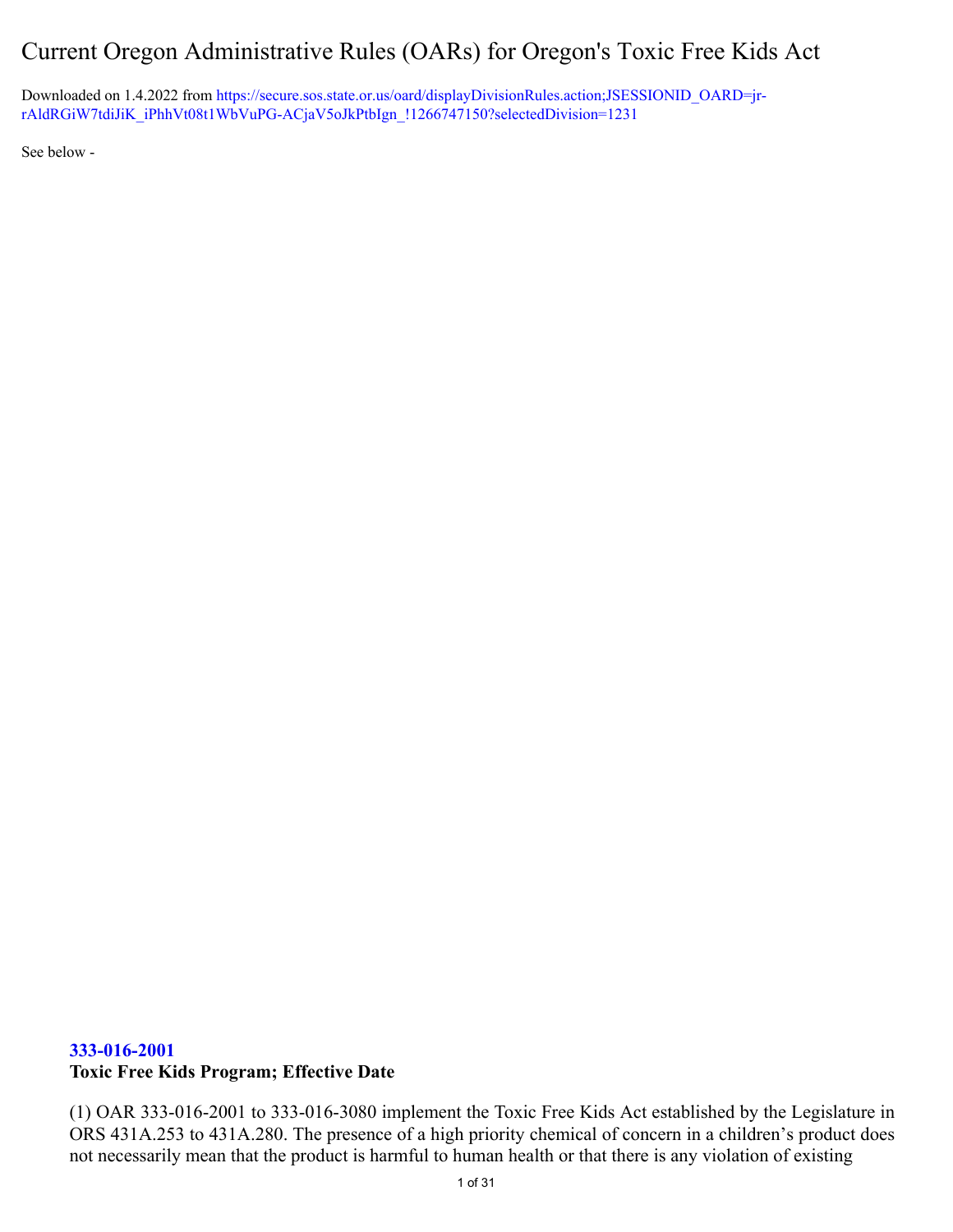# Current Oregon Administrative Rules (OARs) for Oregon's Toxic Free Kids Act

Downloaded on 1.4.2022 from https://secure.sos.state.or.us/oard/displayDivisionRules.action;JSESSIONID_OARD=jr-rAldRGiW7tdiJiK_iPhhVt08t1WbVuPG-ACjaV5oJkPtbIgn_!1266747150?selectedDivision=1231

See below -

## 333-016-2001

**Toxic Free Kids Program; Effective Date**

(1) OAR 333-016-2001 to 333-016-3080 implement the Toxic Free Kids Act established by the Legislature in ORS 431A.253 to 431A.280. The presence of a high priority chemical of concern in a children's product does not necessarily mean that the product is harmful to human health or that there is any violation of existing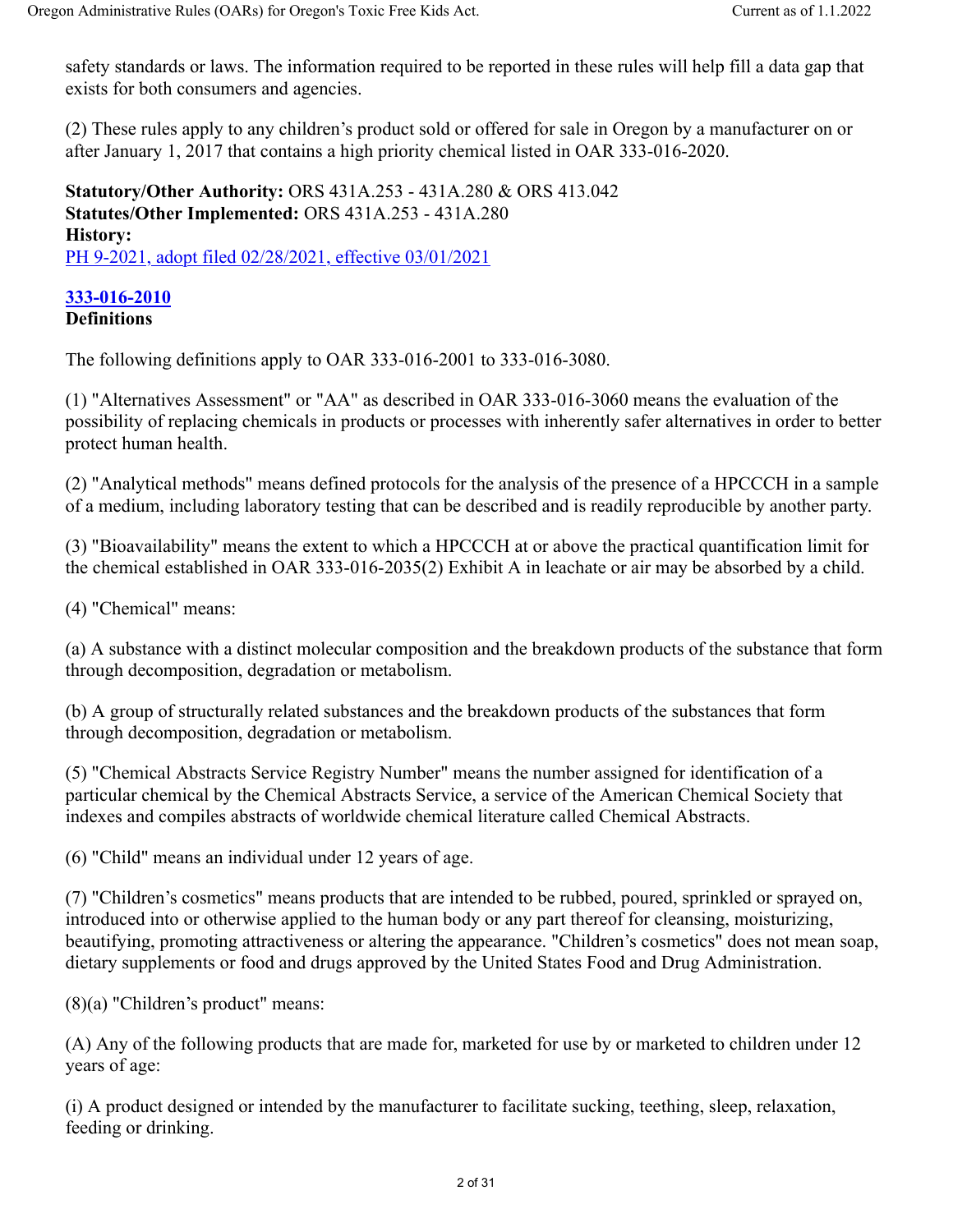safety standards or laws. The information required to be reported in these rules will help fill a data gap that exists for both consumers and agencies.

(2) These rules apply to any children's product sold or offered for sale in Oregon by a manufacturer on or after January 1, 2017 that contains a high priority chemical listed in OAR 333-016-2020.

**Statutory/Other Authority:** ORS 431A.253 - 431A.280 & ORS 413.042
**Statutes/Other Implemented:** ORS 431A.253 - 431A.280
**History:**
PH 9-2021, adopt filed 02/28/2021, effective 03/01/2021

### 333-016-2010
**Definitions**

The following definitions apply to OAR 333-016-2001 to 333-016-3080.

(1) "Alternatives Assessment" or "AA" as described in OAR 333-016-3060 means the evaluation of the possibility of replacing chemicals in products or processes with inherently safer alternatives in order to better protect human health.

(2) "Analytical methods" means defined protocols for the analysis of the presence of a HPCCCH in a sample of a medium, including laboratory testing that can be described and is readily reproducible by another party.

(3) "Bioavailability" means the extent to which a HPCCCH at or above the practical quantification limit for the chemical established in OAR 333-016-2035(2) Exhibit A in leachate or air may be absorbed by a child.

(4) "Chemical" means:

(a) A substance with a distinct molecular composition and the breakdown products of the substance that form through decomposition, degradation or metabolism.

(b) A group of structurally related substances and the breakdown products of the substances that form through decomposition, degradation or metabolism.

(5) "Chemical Abstracts Service Registry Number" means the number assigned for identification of a particular chemical by the Chemical Abstracts Service, a service of the American Chemical Society that indexes and compiles abstracts of worldwide chemical literature called Chemical Abstracts.

(6) "Child" means an individual under 12 years of age.

(7) "Children's cosmetics" means products that are intended to be rubbed, poured, sprinkled or sprayed on, introduced into or otherwise applied to the human body or any part thereof for cleansing, moisturizing, beautifying, promoting attractiveness or altering the appearance. "Children's cosmetics" does not mean soap, dietary supplements or food and drugs approved by the United States Food and Drug Administration.

(8)(a) "Children's product" means:

(A) Any of the following products that are made for, marketed for use by or marketed to children under 12 years of age:

(i) A product designed or intended by the manufacturer to facilitate sucking, teething, sleep, relaxation, feeding or drinking.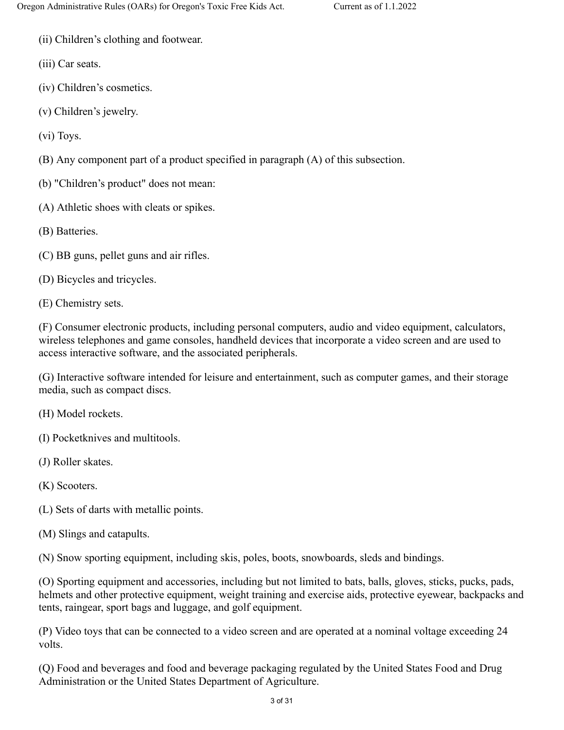(ii) Children's clothing and footwear.

(iii) Car seats.

(iv) Children's cosmetics.

(v) Children's jewelry.

(vi) Toys.

(B) Any component part of a product specified in paragraph (A) of this subsection.

(b) "Children's product" does not mean:

(A) Athletic shoes with cleats or spikes.

(B) Batteries.

(C) BB guns, pellet guns and air rifles.

(D) Bicycles and tricycles.

(E) Chemistry sets.

(F) Consumer electronic products, including personal computers, audio and video equipment, calculators, wireless telephones and game consoles, handheld devices that incorporate a video screen and are used to access interactive software, and the associated peripherals.

(G) Interactive software intended for leisure and entertainment, such as computer games, and their storage media, such as compact discs.

(H) Model rockets.

(I) Pocketknives and multitools.

(J) Roller skates.

(K) Scooters.

(L) Sets of darts with metallic points.

(M) Slings and catapults.

(N) Snow sporting equipment, including skis, poles, boots, snowboards, sleds and bindings.

(O) Sporting equipment and accessories, including but not limited to bats, balls, gloves, sticks, pucks, pads, helmets and other protective equipment, weight training and exercise aids, protective eyewear, backpacks and tents, raingear, sport bags and luggage, and golf equipment.

(P) Video toys that can be connected to a video screen and are operated at a nominal voltage exceeding 24 volts.

(Q) Food and beverages and food and beverage packaging regulated by the United States Food and Drug Administration or the United States Department of Agriculture.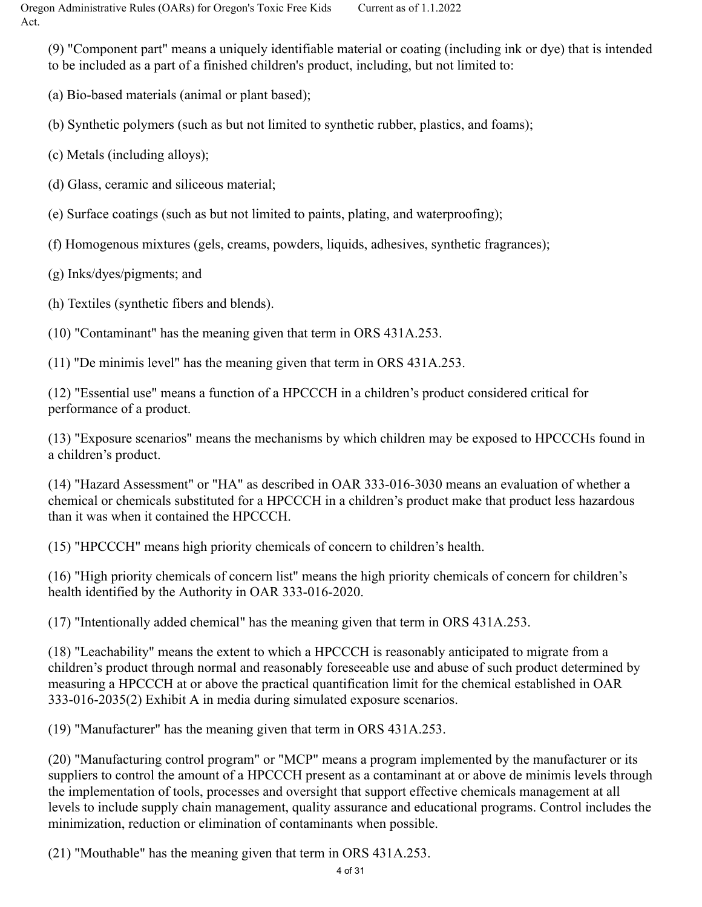(9) "Component part" means a uniquely identifiable material or coating (including ink or dye) that is intended to be included as a part of a finished children's product, including, but not limited to:

(a) Bio-based materials (animal or plant based);

(b) Synthetic polymers (such as but not limited to synthetic rubber, plastics, and foams);

(c) Metals (including alloys);

(d) Glass, ceramic and siliceous material;

(e) Surface coatings (such as but not limited to paints, plating, and waterproofing);

(f) Homogenous mixtures (gels, creams, powders, liquids, adhesives, synthetic fragrances);

(g) Inks/dyes/pigments; and

(h) Textiles (synthetic fibers and blends).

(10) "Contaminant" has the meaning given that term in ORS 431A.253.

(11) "De minimis level" has the meaning given that term in ORS 431A.253.

(12) "Essential use" means a function of a HPCCCH in a children's product considered critical for performance of a product.

(13) "Exposure scenarios" means the mechanisms by which children may be exposed to HPCCCHs found in a children's product.

(14) "Hazard Assessment" or "HA" as described in OAR 333-016-3030 means an evaluation of whether a chemical or chemicals substituted for a HPCCCH in a children's product make that product less hazardous than it was when it contained the HPCCCH.

(15) "HPCCCH" means high priority chemicals of concern to children's health.

(16) "High priority chemicals of concern list" means the high priority chemicals of concern for children's health identified by the Authority in OAR 333-016-2020.

(17) "Intentionally added chemical" has the meaning given that term in ORS 431A.253.

(18) "Leachability" means the extent to which a HPCCCH is reasonably anticipated to migrate from a children's product through normal and reasonably foreseeable use and abuse of such product determined by measuring a HPCCCH at or above the practical quantification limit for the chemical established in OAR 333-016-2035(2) Exhibit A in media during simulated exposure scenarios.

(19) "Manufacturer" has the meaning given that term in ORS 431A.253.

(20) "Manufacturing control program" or "MCP" means a program implemented by the manufacturer or its suppliers to control the amount of a HPCCCH present as a contaminant at or above de minimis levels through the implementation of tools, processes and oversight that support effective chemicals management at all levels to include supply chain management, quality assurance and educational programs. Control includes the minimization, reduction or elimination of contaminants when possible.

(21) "Mouthable" has the meaning given that term in ORS 431A.253.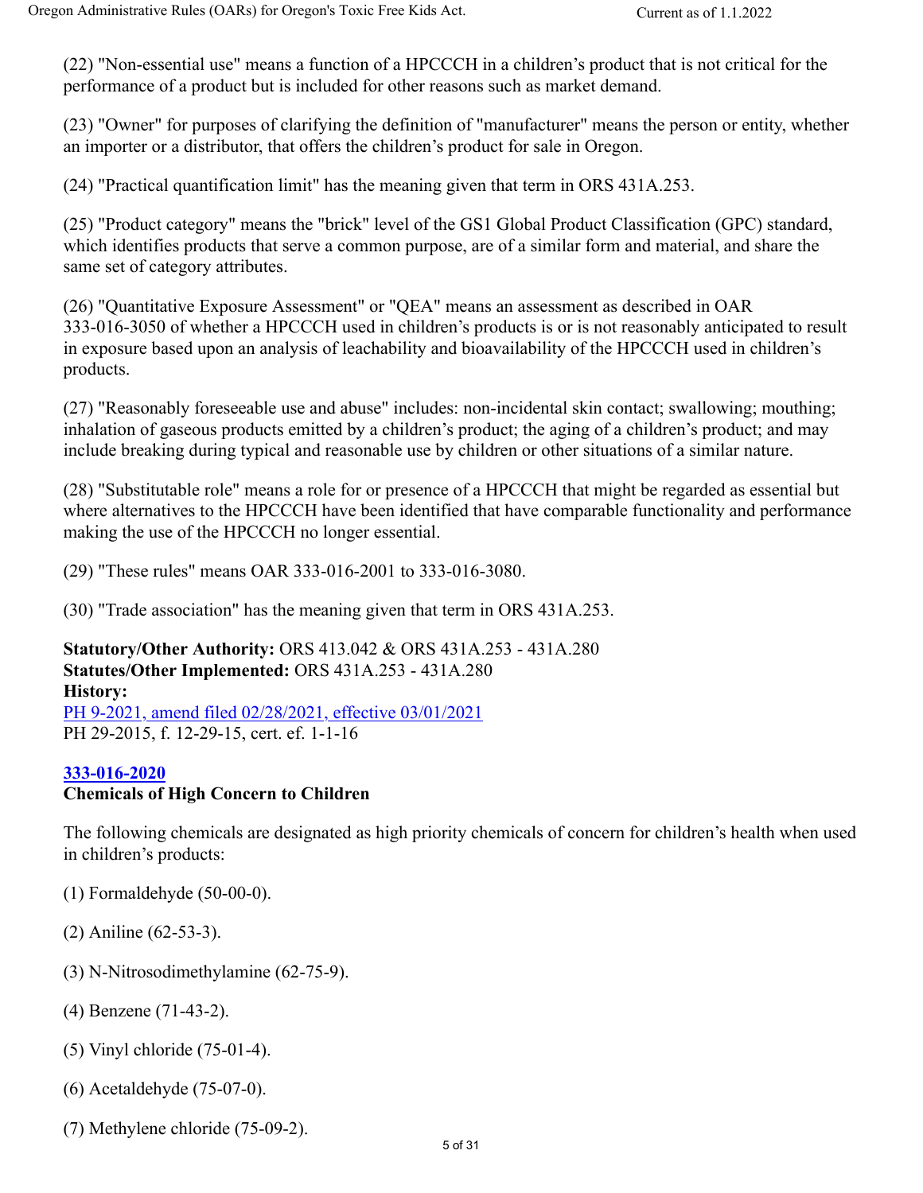(22) "Non-essential use" means a function of a HPCCCH in a children's product that is not critical for the performance of a product but is included for other reasons such as market demand.

(23) "Owner" for purposes of clarifying the definition of "manufacturer" means the person or entity, whether an importer or a distributor, that offers the children's product for sale in Oregon.

(24) "Practical quantification limit" has the meaning given that term in ORS 431A.253.

(25) "Product category" means the "brick" level of the GS1 Global Product Classification (GPC) standard, which identifies products that serve a common purpose, are of a similar form and material, and share the same set of category attributes.

(26) "Quantitative Exposure Assessment" or "QEA" means an assessment as described in OAR 333-016-3050 of whether a HPCCCH used in children's products is or is not reasonably anticipated to result in exposure based upon an analysis of leachability and bioavailability of the HPCCCH used in children's products.

(27) "Reasonably foreseeable use and abuse" includes: non-incidental skin contact; swallowing; mouthing; inhalation of gaseous products emitted by a children's product; the aging of a children's product; and may include breaking during typical and reasonable use by children or other situations of a similar nature.

(28) "Substitutable role" means a role for or presence of a HPCCCH that might be regarded as essential but where alternatives to the HPCCCH have been identified that have comparable functionality and performance making the use of the HPCCCH no longer essential.

(29) "These rules" means OAR 333-016-2001 to 333-016-3080.

(30) "Trade association" has the meaning given that term in ORS 431A.253.

**Statutory/Other Authority:** ORS 413.042 & ORS 431A.253 - 431A.280
**Statutes/Other Implemented:** ORS 431A.253 - 431A.280
**History:**
PH 9-2021, amend filed 02/28/2021, effective 03/01/2021
PH 29-2015, f. 12-29-15, cert. ef. 1-1-16

## 333-016-2020
**Chemicals of High Concern to Children**

The following chemicals are designated as high priority chemicals of concern for children's health when used in children's products:

(1) Formaldehyde (50-00-0).

(2) Aniline (62-53-3).

(3) N-Nitrosodimethylamine (62-75-9).

(4) Benzene (71-43-2).

(5) Vinyl chloride (75-01-4).

(6) Acetaldehyde (75-07-0).

(7) Methylene chloride (75-09-2).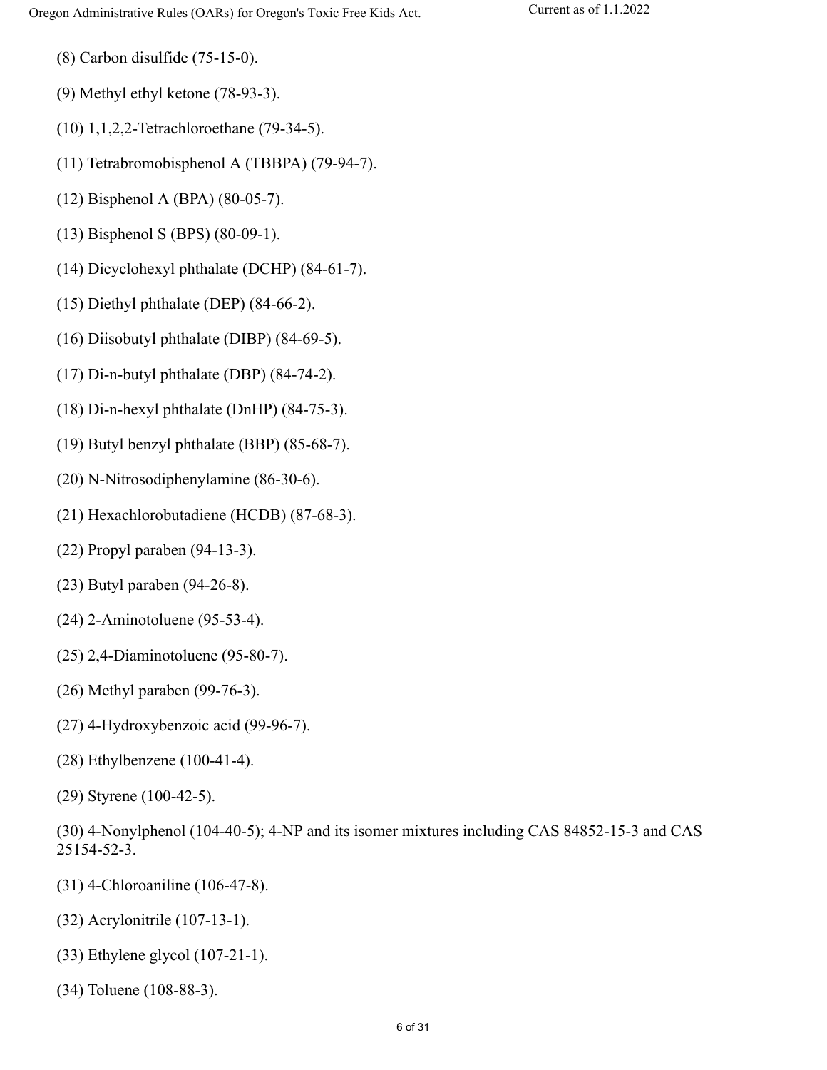(8) Carbon disulfide (75-15-0).

(9) Methyl ethyl ketone (78-93-3).

(10) 1,1,2,2-Tetrachloroethane (79-34-5).

(11) Tetrabromobisphenol A (TBBPA) (79-94-7).

(12) Bisphenol A (BPA) (80-05-7).

(13) Bisphenol S (BPS) (80-09-1).

(14) Dicyclohexyl phthalate (DCHP) (84-61-7).

(15) Diethyl phthalate (DEP) (84-66-2).

(16) Diisobutyl phthalate (DIBP) (84-69-5).

(17) Di-n-butyl phthalate (DBP) (84-74-2).

(18) Di-n-hexyl phthalate (DnHP) (84-75-3).

(19) Butyl benzyl phthalate (BBP) (85-68-7).

(20) N-Nitrosodiphenylamine (86-30-6).

(21) Hexachlorobutadiene (HCDB) (87-68-3).

(22) Propyl paraben (94-13-3).

(23) Butyl paraben (94-26-8).

(24) 2-Aminotoluene (95-53-4).

(25) 2,4-Diaminotoluene (95-80-7).

(26) Methyl paraben (99-76-3).

(27) 4-Hydroxybenzoic acid (99-96-7).

(28) Ethylbenzene (100-41-4).

(29) Styrene (100-42-5).

(30) 4-Nonylphenol (104-40-5); 4-NP and its isomer mixtures including CAS 84852-15-3 and CAS 25154-52-3.

(31) 4-Chloroaniline (106-47-8).

(32) Acrylonitrile (107-13-1).

(33) Ethylene glycol (107-21-1).

(34) Toluene (108-88-3).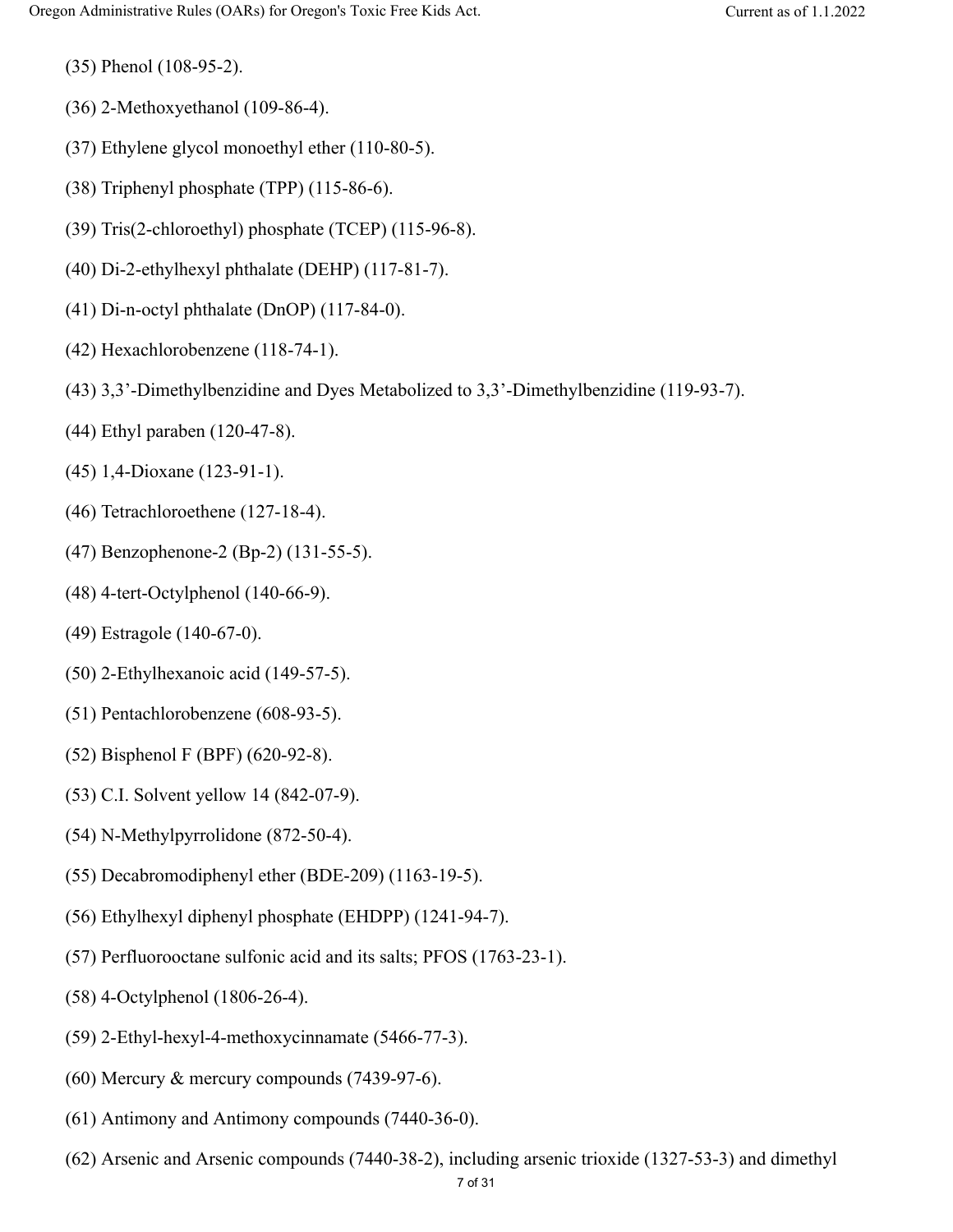(35) Phenol (108-95-2).

(36) 2-Methoxyethanol (109-86-4).

(37) Ethylene glycol monoethyl ether (110-80-5).

(38) Triphenyl phosphate (TPP) (115-86-6).

(39) Tris(2-chloroethyl) phosphate (TCEP) (115-96-8).

(40) Di-2-ethylhexyl phthalate (DEHP) (117-81-7).

(41) Di-n-octyl phthalate (DnOP) (117-84-0).

(42) Hexachlorobenzene (118-74-1).

(43) 3,3'-Dimethylbenzidine and Dyes Metabolized to 3,3'-Dimethylbenzidine (119-93-7).

(44) Ethyl paraben (120-47-8).

(45) 1,4-Dioxane (123-91-1).

(46) Tetrachloroethene (127-18-4).

(47) Benzophenone-2 (Bp-2) (131-55-5).

(48) 4-tert-Octylphenol (140-66-9).

(49) Estragole (140-67-0).

(50) 2-Ethylhexanoic acid (149-57-5).

(51) Pentachlorobenzene (608-93-5).

(52) Bisphenol F (BPF) (620-92-8).

(53) C.I. Solvent yellow 14 (842-07-9).

(54) N-Methylpyrrolidone (872-50-4).

(55) Decabromodiphenyl ether (BDE-209) (1163-19-5).

(56) Ethylhexyl diphenyl phosphate (EHDPP) (1241-94-7).

(57) Perfluorooctane sulfonic acid and its salts; PFOS (1763-23-1).

(58) 4-Octylphenol (1806-26-4).

(59) 2-Ethyl-hexyl-4-methoxycinnamate (5466-77-3).

(60) Mercury & mercury compounds (7439-97-6).

(61) Antimony and Antimony compounds (7440-36-0).

(62) Arsenic and Arsenic compounds (7440-38-2), including arsenic trioxide (1327-53-3) and dimethyl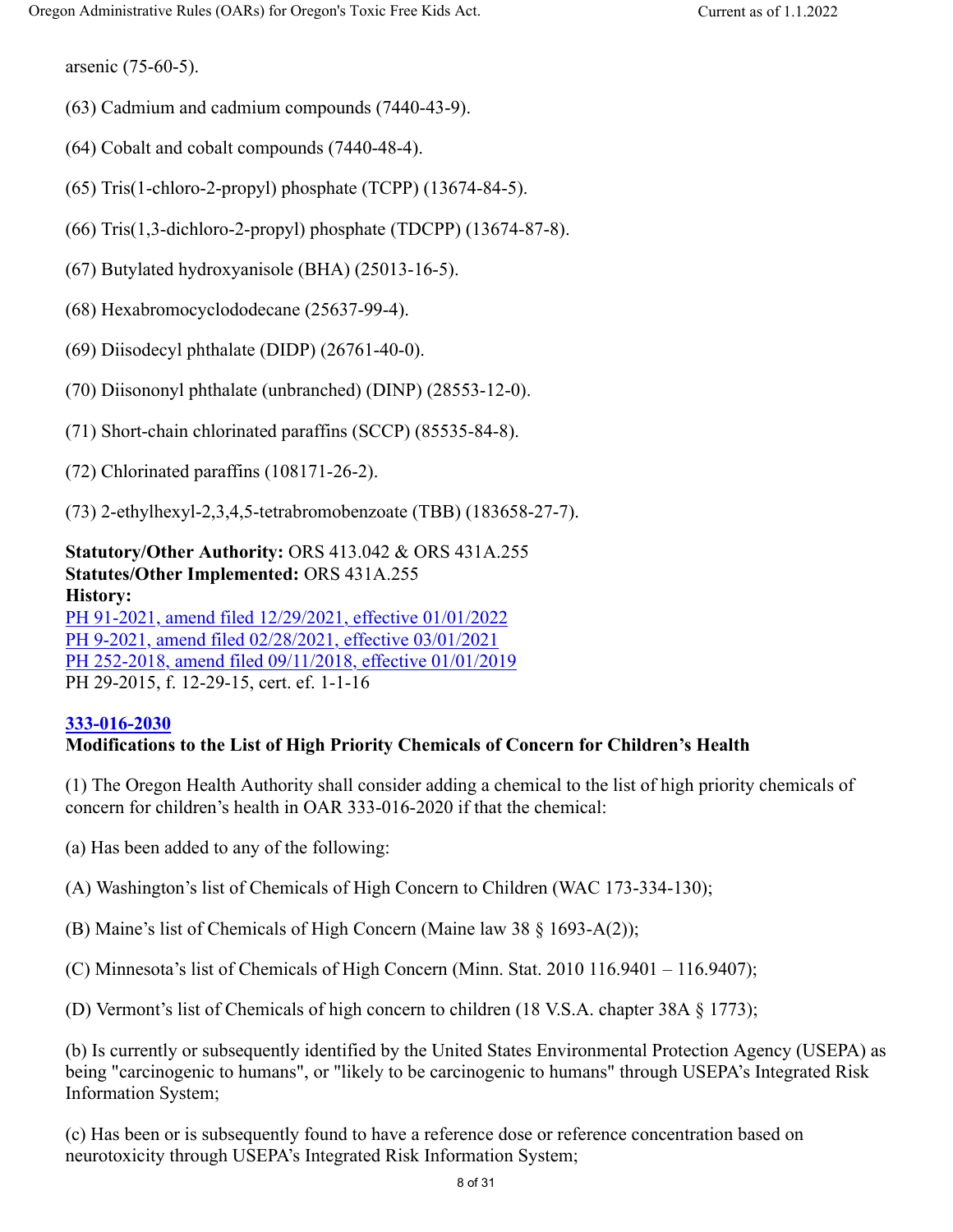arsenic (75-60-5).

(63) Cadmium and cadmium compounds (7440-43-9).

(64) Cobalt and cobalt compounds (7440-48-4).

(65) Tris(1-chloro-2-propyl) phosphate (TCPP) (13674-84-5).

(66) Tris(1,3-dichloro-2-propyl) phosphate (TDCPP) (13674-87-8).

(67) Butylated hydroxyanisole (BHA) (25013-16-5).

(68) Hexabromocyclododecane (25637-99-4).

(69) Diisodecyl phthalate (DIDP) (26761-40-0).

(70) Diisononyl phthalate (unbranched) (DINP) (28553-12-0).

(71) Short-chain chlorinated paraffins (SCCP) (85535-84-8).

(72) Chlorinated paraffins (108171-26-2).

(73) 2-ethylhexyl-2,3,4,5-tetrabromobenzoate (TBB) (183658-27-7).

**Statutory/Other Authority:** ORS 413.042 & ORS 431A.255
**Statutes/Other Implemented:** ORS 431A.255
**History:**
PH 91-2021, amend filed 12/29/2021, effective 01/01/2022
PH 9-2021, amend filed 02/28/2021, effective 03/01/2021
PH 252-2018, amend filed 09/11/2018, effective 01/01/2019
PH 29-2015, f. 12-29-15, cert. ef. 1-1-16

**333-016-2030**
**Modifications to the List of High Priority Chemicals of Concern for Children's Health**

(1) The Oregon Health Authority shall consider adding a chemical to the list of high priority chemicals of concern for children's health in OAR 333-016-2020 if that the chemical:

(a) Has been added to any of the following:

(A) Washington's list of Chemicals of High Concern to Children (WAC 173-334-130);

(B) Maine's list of Chemicals of High Concern (Maine law 38 § 1693-A(2));

(C) Minnesota's list of Chemicals of High Concern (Minn. Stat. 2010 116.9401 – 116.9407);

(D) Vermont's list of Chemicals of high concern to children (18 V.S.A. chapter 38A § 1773);

(b) Is currently or subsequently identified by the United States Environmental Protection Agency (USEPA) as being "carcinogenic to humans", or "likely to be carcinogenic to humans" through USEPA's Integrated Risk Information System;

(c) Has been or is subsequently found to have a reference dose or reference concentration based on neurotoxicity through USEPA's Integrated Risk Information System;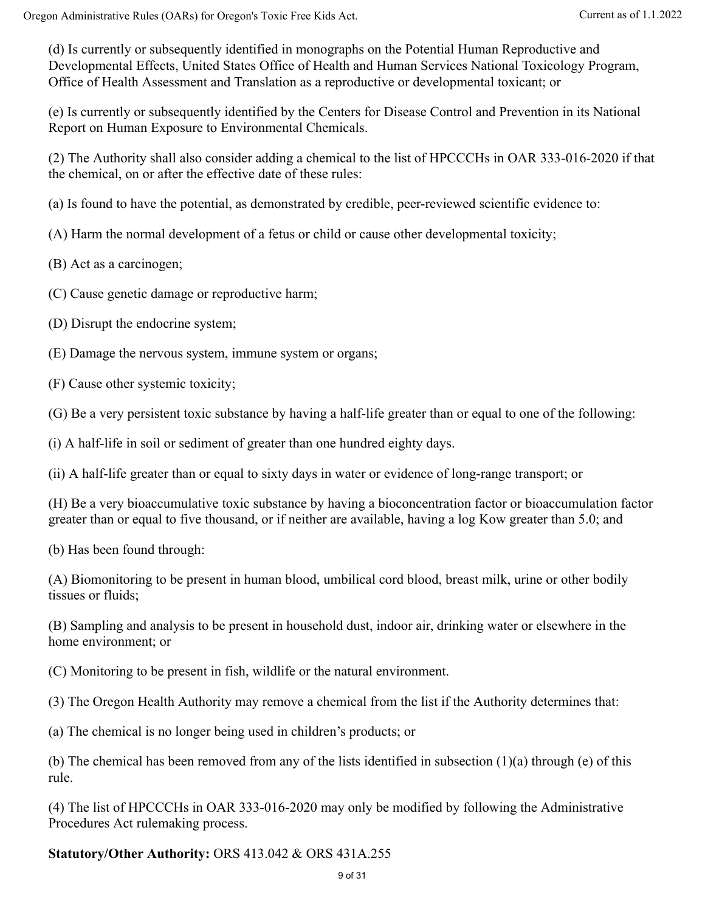(d) Is currently or subsequently identified in monographs on the Potential Human Reproductive and Developmental Effects, United States Office of Health and Human Services National Toxicology Program, Office of Health Assessment and Translation as a reproductive or developmental toxicant; or

(e) Is currently or subsequently identified by the Centers for Disease Control and Prevention in its National Report on Human Exposure to Environmental Chemicals.

(2) The Authority shall also consider adding a chemical to the list of HPCCCHs in OAR 333-016-2020 if that the chemical, on or after the effective date of these rules:

(a) Is found to have the potential, as demonstrated by credible, peer-reviewed scientific evidence to:

(A) Harm the normal development of a fetus or child or cause other developmental toxicity;

(B) Act as a carcinogen;

(C) Cause genetic damage or reproductive harm;

(D) Disrupt the endocrine system;

(E) Damage the nervous system, immune system or organs;

(F) Cause other systemic toxicity;

(G) Be a very persistent toxic substance by having a half-life greater than or equal to one of the following:

(i) A half-life in soil or sediment of greater than one hundred eighty days.

(ii) A half-life greater than or equal to sixty days in water or evidence of long-range transport; or

(H) Be a very bioaccumulative toxic substance by having a bioconcentration factor or bioaccumulation factor greater than or equal to five thousand, or if neither are available, having a log Kow greater than 5.0; and

(b) Has been found through:

(A) Biomonitoring to be present in human blood, umbilical cord blood, breast milk, urine or other bodily tissues or fluids;

(B) Sampling and analysis to be present in household dust, indoor air, drinking water or elsewhere in the home environment; or

(C) Monitoring to be present in fish, wildlife or the natural environment.

(3) The Oregon Health Authority may remove a chemical from the list if the Authority determines that:

(a) The chemical is no longer being used in children's products; or

(b) The chemical has been removed from any of the lists identified in subsection (1)(a) through (e) of this rule.

(4) The list of HPCCCHs in OAR 333-016-2020 may only be modified by following the Administrative Procedures Act rulemaking process.

**Statutory/Other Authority:** ORS 413.042 & ORS 431A.255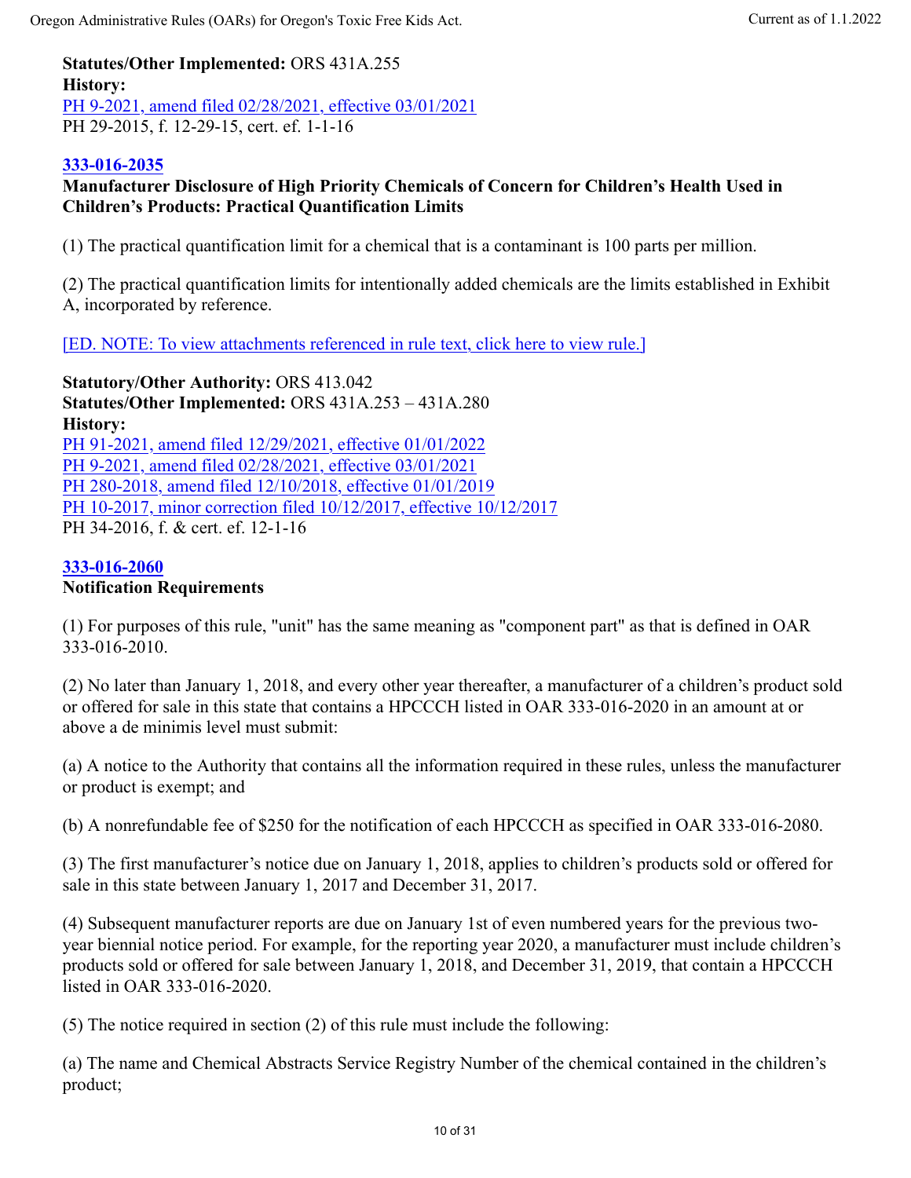**Statutes/Other Implemented:** ORS 431A.255
**History:**
PH 9-2021, amend filed 02/28/2021, effective 03/01/2021
PH 29-2015, f. 12-29-15, cert. ef. 1-1-16

### 333-016-2035

**Manufacturer Disclosure of High Priority Chemicals of Concern for Children's Health Used in Children's Products: Practical Quantification Limits**

(1) The practical quantification limit for a chemical that is a contaminant is 100 parts per million.

(2) The practical quantification limits for intentionally added chemicals are the limits established in Exhibit A, incorporated by reference.

[ED. NOTE: To view attachments referenced in rule text, click here to view rule.]

**Statutory/Other Authority:** ORS 413.042
**Statutes/Other Implemented:** ORS 431A.253 – 431A.280
**History:**
PH 91-2021, amend filed 12/29/2021, effective 01/01/2022
PH 9-2021, amend filed 02/28/2021, effective 03/01/2021
PH 280-2018, amend filed 12/10/2018, effective 01/01/2019
PH 10-2017, minor correction filed 10/12/2017, effective 10/12/2017
PH 34-2016, f. & cert. ef. 12-1-16

### 333-016-2060

**Notification Requirements**

(1) For purposes of this rule, "unit" has the same meaning as "component part" as that is defined in OAR 333-016-2010.

(2) No later than January 1, 2018, and every other year thereafter, a manufacturer of a children's product sold or offered for sale in this state that contains a HPCCCH listed in OAR 333-016-2020 in an amount at or above a de minimis level must submit:

(a) A notice to the Authority that contains all the information required in these rules, unless the manufacturer or product is exempt; and

(b) A nonrefundable fee of $250 for the notification of each HPCCCH as specified in OAR 333-016-2080.

(3) The first manufacturer's notice due on January 1, 2018, applies to children's products sold or offered for sale in this state between January 1, 2017 and December 31, 2017.

(4) Subsequent manufacturer reports are due on January 1st of even numbered years for the previous two-year biennial notice period. For example, for the reporting year 2020, a manufacturer must include children's products sold or offered for sale between January 1, 2018, and December 31, 2019, that contain a HPCCCH listed in OAR 333-016-2020.

(5) The notice required in section (2) of this rule must include the following:

(a) The name and Chemical Abstracts Service Registry Number of the chemical contained in the children's product;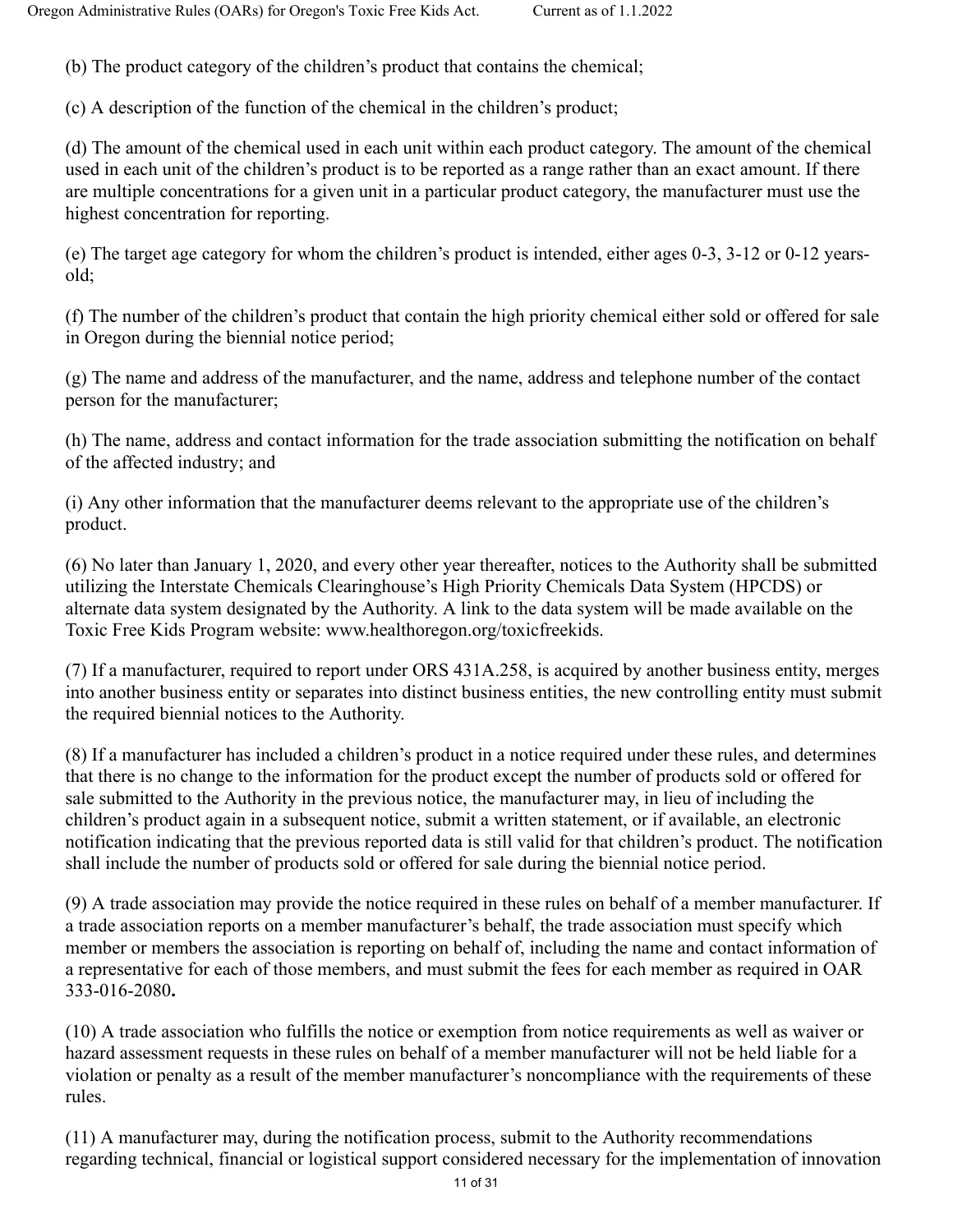(b) The product category of the children's product that contains the chemical;

(c) A description of the function of the chemical in the children's product;

(d) The amount of the chemical used in each unit within each product category. The amount of the chemical used in each unit of the children's product is to be reported as a range rather than an exact amount. If there are multiple concentrations for a given unit in a particular product category, the manufacturer must use the highest concentration for reporting.

(e) The target age category for whom the children's product is intended, either ages 0-3, 3-12 or 0-12 years-old;

(f) The number of the children's product that contain the high priority chemical either sold or offered for sale in Oregon during the biennial notice period;

(g) The name and address of the manufacturer, and the name, address and telephone number of the contact person for the manufacturer;

(h) The name, address and contact information for the trade association submitting the notification on behalf of the affected industry; and

(i) Any other information that the manufacturer deems relevant to the appropriate use of the children's product.

(6) No later than January 1, 2020, and every other year thereafter, notices to the Authority shall be submitted utilizing the Interstate Chemicals Clearinghouse's High Priority Chemicals Data System (HPCDS) or alternate data system designated by the Authority. A link to the data system will be made available on the Toxic Free Kids Program website: www.healthoregon.org/toxicfreekids.

(7) If a manufacturer, required to report under ORS 431A.258, is acquired by another business entity, merges into another business entity or separates into distinct business entities, the new controlling entity must submit the required biennial notices to the Authority.

(8) If a manufacturer has included a children's product in a notice required under these rules, and determines that there is no change to the information for the product except the number of products sold or offered for sale submitted to the Authority in the previous notice, the manufacturer may, in lieu of including the children's product again in a subsequent notice, submit a written statement, or if available, an electronic notification indicating that the previous reported data is still valid for that children's product. The notification shall include the number of products sold or offered for sale during the biennial notice period.

(9) A trade association may provide the notice required in these rules on behalf of a member manufacturer. If a trade association reports on a member manufacturer's behalf, the trade association must specify which member or members the association is reporting on behalf of, including the name and contact information of a representative for each of those members, and must submit the fees for each member as required in OAR 333-016-2080.

(10) A trade association who fulfills the notice or exemption from notice requirements as well as waiver or hazard assessment requests in these rules on behalf of a member manufacturer will not be held liable for a violation or penalty as a result of the member manufacturer's noncompliance with the requirements of these rules.

(11) A manufacturer may, during the notification process, submit to the Authority recommendations regarding technical, financial or logistical support considered necessary for the implementation of innovation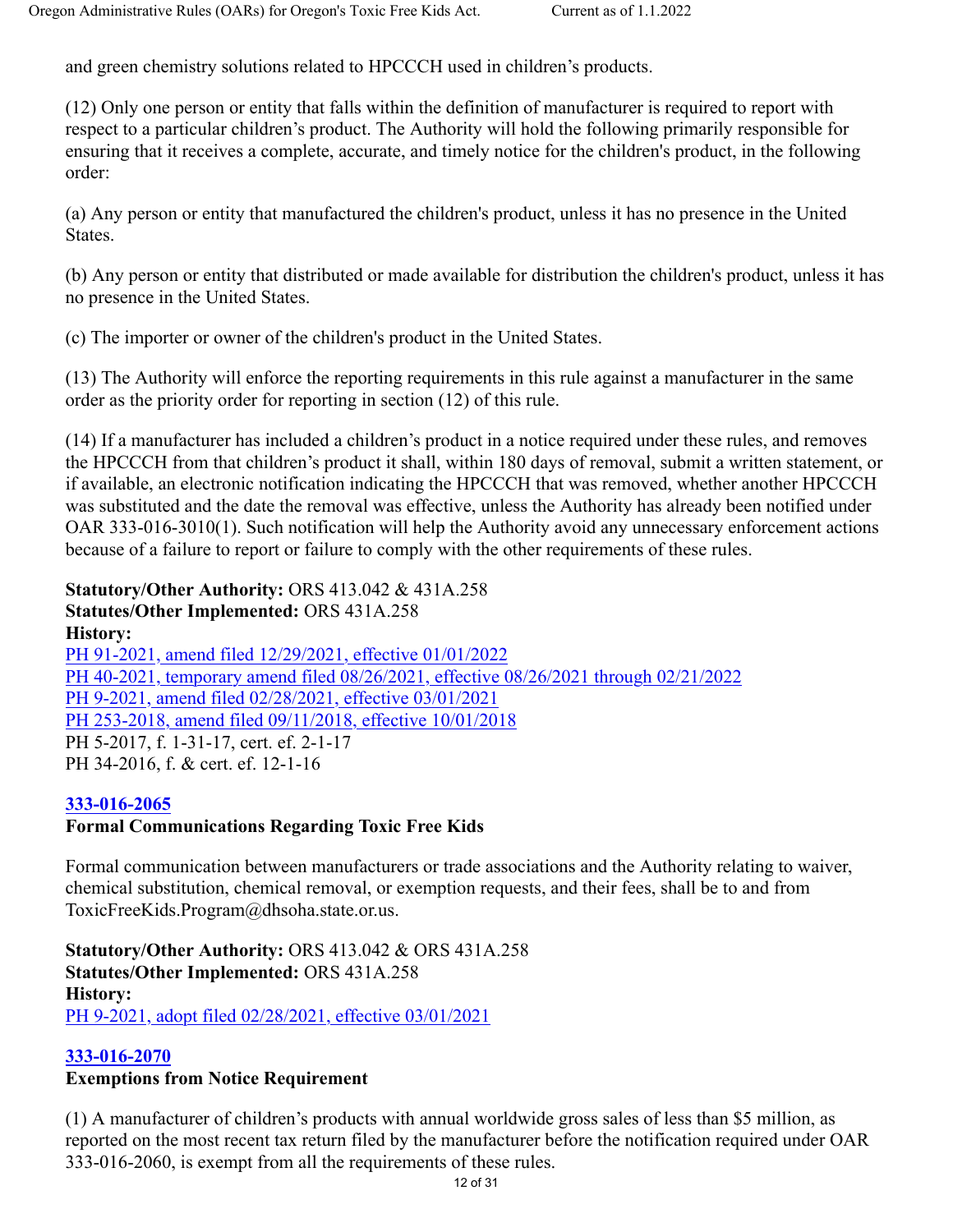and green chemistry solutions related to HPCCCH used in children's products.

(12) Only one person or entity that falls within the definition of manufacturer is required to report with respect to a particular children's product. The Authority will hold the following primarily responsible for ensuring that it receives a complete, accurate, and timely notice for the children's product, in the following order:

(a) Any person or entity that manufactured the children's product, unless it has no presence in the United States.

(b) Any person or entity that distributed or made available for distribution the children's product, unless it has no presence in the United States.

(c) The importer or owner of the children's product in the United States.

(13) The Authority will enforce the reporting requirements in this rule against a manufacturer in the same order as the priority order for reporting in section (12) of this rule.

(14) If a manufacturer has included a children's product in a notice required under these rules, and removes the HPCCCH from that children's product it shall, within 180 days of removal, submit a written statement, or if available, an electronic notification indicating the HPCCCH that was removed, whether another HPCCCH was substituted and the date the removal was effective, unless the Authority has already been notified under OAR 333-016-3010(1). Such notification will help the Authority avoid any unnecessary enforcement actions because of a failure to report or failure to comply with the other requirements of these rules.

**Statutory/Other Authority:** ORS 413.042 & 431A.258
**Statutes/Other Implemented:** ORS 431A.258
**History:**
PH 91-2021, amend filed 12/29/2021, effective 01/01/2022
PH 40-2021, temporary amend filed 08/26/2021, effective 08/26/2021 through 02/21/2022
PH 9-2021, amend filed 02/28/2021, effective 03/01/2021
PH 253-2018, amend filed 09/11/2018, effective 10/01/2018
PH 5-2017, f. 1-31-17, cert. ef. 2-1-17
PH 34-2016, f. & cert. ef. 12-1-16

## 333-016-2065
**Formal Communications Regarding Toxic Free Kids**

Formal communication between manufacturers or trade associations and the Authority relating to waiver, chemical substitution, chemical removal, or exemption requests, and their fees, shall be to and from ToxicFreeKids.Program@dhsoha.state.or.us.

**Statutory/Other Authority:** ORS 413.042 & ORS 431A.258
**Statutes/Other Implemented:** ORS 431A.258
**History:**
PH 9-2021, adopt filed 02/28/2021, effective 03/01/2021

## 333-016-2070
**Exemptions from Notice Requirement**

(1) A manufacturer of children's products with annual worldwide gross sales of less than $5 million, as reported on the most recent tax return filed by the manufacturer before the notification required under OAR 333-016-2060, is exempt from all the requirements of these rules.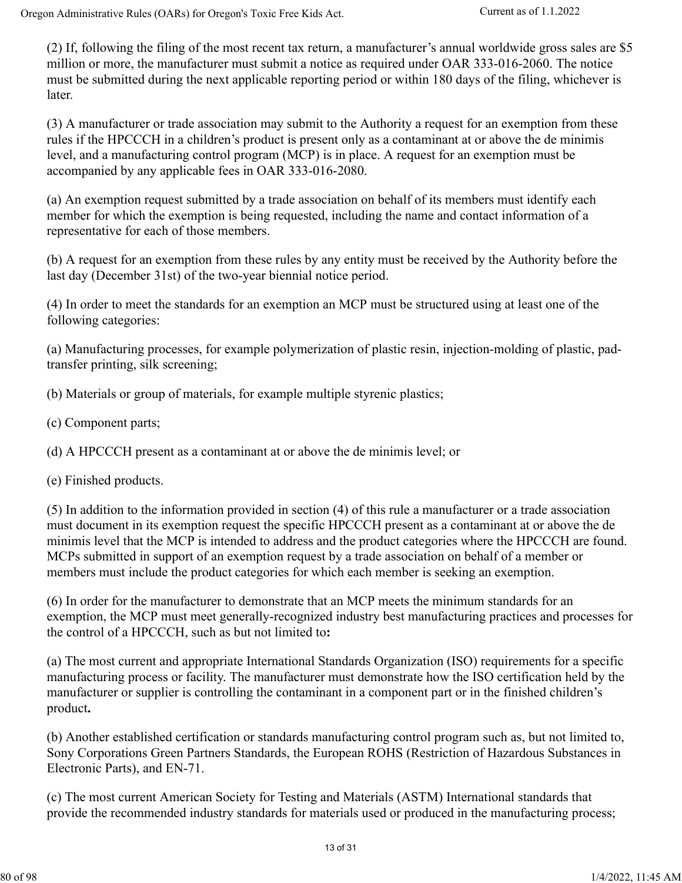(2) If, following the filing of the most recent tax return, a manufacturer's annual worldwide gross sales are $5 million or more, the manufacturer must submit a notice as required under OAR 333-016-2060. The notice must be submitted during the next applicable reporting period or within 180 days of the filing, whichever is later.

(3) A manufacturer or trade association may submit to the Authority a request for an exemption from these rules if the HPCCCH in a children's product is present only as a contaminant at or above the de minimis level, and a manufacturing control program (MCP) is in place. A request for an exemption must be accompanied by any applicable fees in OAR 333-016-2080.

(a) An exemption request submitted by a trade association on behalf of its members must identify each member for which the exemption is being requested, including the name and contact information of a representative for each of those members.

(b) A request for an exemption from these rules by any entity must be received by the Authority before the last day (December 31st) of the two-year biennial notice period.

(4) In order to meet the standards for an exemption an MCP must be structured using at least one of the following categories:

(a) Manufacturing processes, for example polymerization of plastic resin, injection-molding of plastic, pad-transfer printing, silk screening;

(b) Materials or group of materials, for example multiple styrenic plastics;

(c) Component parts;

(d) A HPCCCH present as a contaminant at or above the de minimis level; or

(e) Finished products.

(5) In addition to the information provided in section (4) of this rule a manufacturer or a trade association must document in its exemption request the specific HPCCCH present as a contaminant at or above the de minimis level that the MCP is intended to address and the product categories where the HPCCCH are found. MCPs submitted in support of an exemption request by a trade association on behalf of a member or members must include the product categories for which each member is seeking an exemption.

(6) In order for the manufacturer to demonstrate that an MCP meets the minimum standards for an exemption, the MCP must meet generally-recognized industry best manufacturing practices and processes for the control of a HPCCCH, such as but not limited to**:**

(a) The most current and appropriate International Standards Organization (ISO) requirements for a specific manufacturing process or facility. The manufacturer must demonstrate how the ISO certification held by the manufacturer or supplier is controlling the contaminant in a component part or in the finished children's product**.**

(b) Another established certification or standards manufacturing control program such as, but not limited to, Sony Corporations Green Partners Standards, the European ROHS (Restriction of Hazardous Substances in Electronic Parts), and EN-71.

(c) The most current American Society for Testing and Materials (ASTM) International standards that provide the recommended industry standards for materials used or produced in the manufacturing process;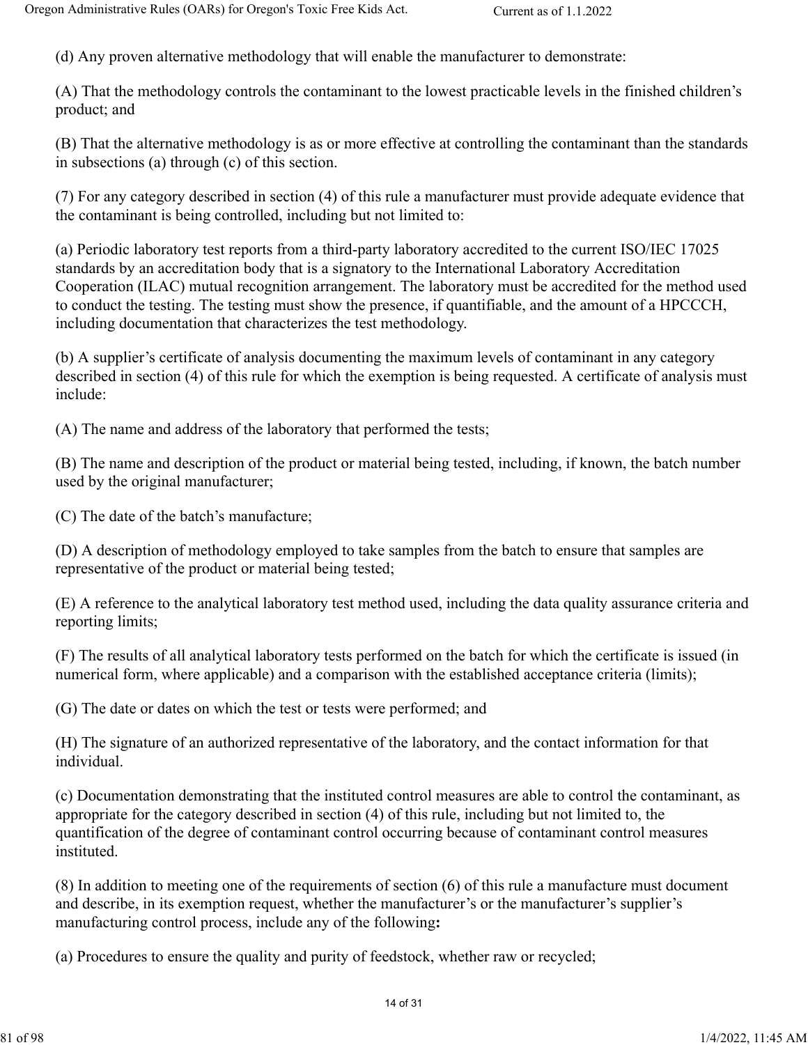(d) Any proven alternative methodology that will enable the manufacturer to demonstrate:

(A) That the methodology controls the contaminant to the lowest practicable levels in the finished children's product; and

(B) That the alternative methodology is as or more effective at controlling the contaminant than the standards in subsections (a) through (c) of this section.

(7) For any category described in section (4) of this rule a manufacturer must provide adequate evidence that the contaminant is being controlled, including but not limited to:

(a) Periodic laboratory test reports from a third-party laboratory accredited to the current ISO/IEC 17025 standards by an accreditation body that is a signatory to the International Laboratory Accreditation Cooperation (ILAC) mutual recognition arrangement. The laboratory must be accredited for the method used to conduct the testing. The testing must show the presence, if quantifiable, and the amount of a HPCCCH, including documentation that characterizes the test methodology.

(b) A supplier's certificate of analysis documenting the maximum levels of contaminant in any category described in section (4) of this rule for which the exemption is being requested. A certificate of analysis must include:

(A) The name and address of the laboratory that performed the tests;

(B) The name and description of the product or material being tested, including, if known, the batch number used by the original manufacturer;

(C) The date of the batch's manufacture;

(D) A description of methodology employed to take samples from the batch to ensure that samples are representative of the product or material being tested;

(E) A reference to the analytical laboratory test method used, including the data quality assurance criteria and reporting limits;

(F) The results of all analytical laboratory tests performed on the batch for which the certificate is issued (in numerical form, where applicable) and a comparison with the established acceptance criteria (limits);

(G) The date or dates on which the test or tests were performed; and

(H) The signature of an authorized representative of the laboratory, and the contact information for that individual.

(c) Documentation demonstrating that the instituted control measures are able to control the contaminant, as appropriate for the category described in section (4) of this rule, including but not limited to, the quantification of the degree of contaminant control occurring because of contaminant control measures instituted.

(8) In addition to meeting one of the requirements of section (6) of this rule a manufacture must document and describe, in its exemption request, whether the manufacturer's or the manufacturer's supplier's manufacturing control process, include any of the following**:**

(a) Procedures to ensure the quality and purity of feedstock, whether raw or recycled;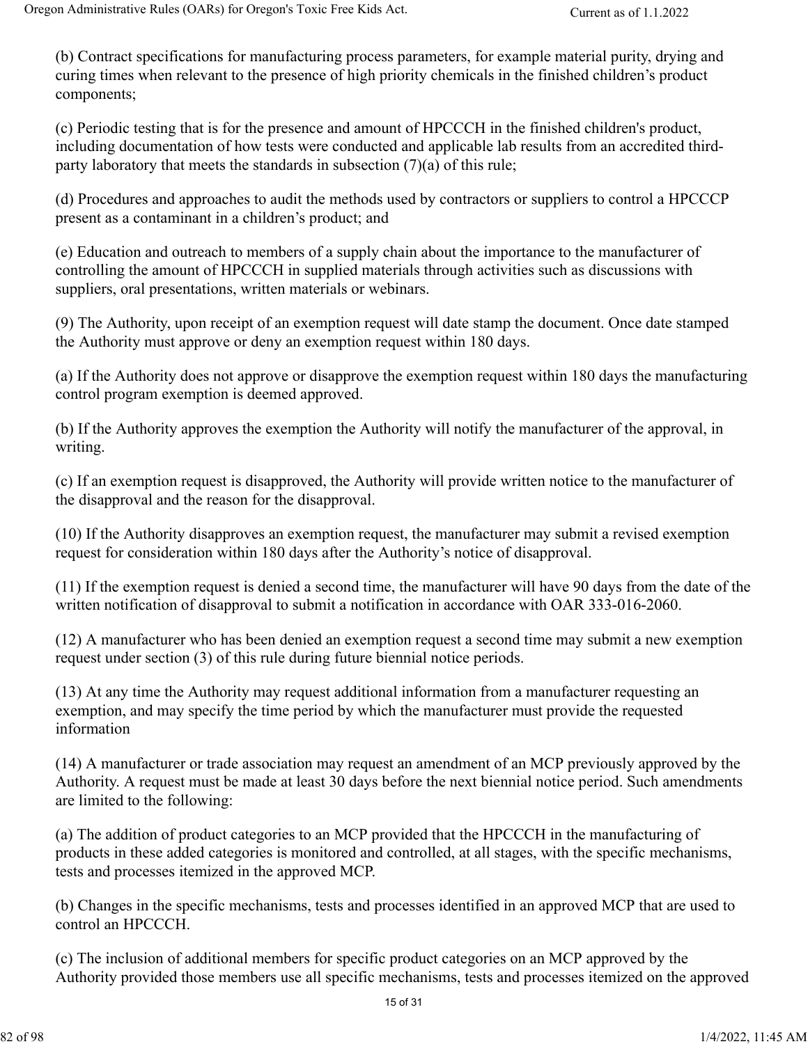(b) Contract specifications for manufacturing process parameters, for example material purity, drying and curing times when relevant to the presence of high priority chemicals in the finished children's product components;

(c) Periodic testing that is for the presence and amount of HPCCCH in the finished children's product, including documentation of how tests were conducted and applicable lab results from an accredited third-party laboratory that meets the standards in subsection (7)(a) of this rule;

(d) Procedures and approaches to audit the methods used by contractors or suppliers to control a HPCCCP present as a contaminant in a children's product; and

(e) Education and outreach to members of a supply chain about the importance to the manufacturer of controlling the amount of HPCCCH in supplied materials through activities such as discussions with suppliers, oral presentations, written materials or webinars.

(9) The Authority, upon receipt of an exemption request will date stamp the document. Once date stamped the Authority must approve or deny an exemption request within 180 days.

(a) If the Authority does not approve or disapprove the exemption request within 180 days the manufacturing control program exemption is deemed approved.

(b) If the Authority approves the exemption the Authority will notify the manufacturer of the approval, in writing.

(c) If an exemption request is disapproved, the Authority will provide written notice to the manufacturer of the disapproval and the reason for the disapproval.

(10) If the Authority disapproves an exemption request, the manufacturer may submit a revised exemption request for consideration within 180 days after the Authority's notice of disapproval.

(11) If the exemption request is denied a second time, the manufacturer will have 90 days from the date of the written notification of disapproval to submit a notification in accordance with OAR 333-016-2060.

(12) A manufacturer who has been denied an exemption request a second time may submit a new exemption request under section (3) of this rule during future biennial notice periods.

(13) At any time the Authority may request additional information from a manufacturer requesting an exemption, and may specify the time period by which the manufacturer must provide the requested information

(14) A manufacturer or trade association may request an amendment of an MCP previously approved by the Authority. A request must be made at least 30 days before the next biennial notice period. Such amendments are limited to the following:

(a) The addition of product categories to an MCP provided that the HPCCCH in the manufacturing of products in these added categories is monitored and controlled, at all stages, with the specific mechanisms, tests and processes itemized in the approved MCP.

(b) Changes in the specific mechanisms, tests and processes identified in an approved MCP that are used to control an HPCCCH.

(c) The inclusion of additional members for specific product categories on an MCP approved by the Authority provided those members use all specific mechanisms, tests and processes itemized on the approved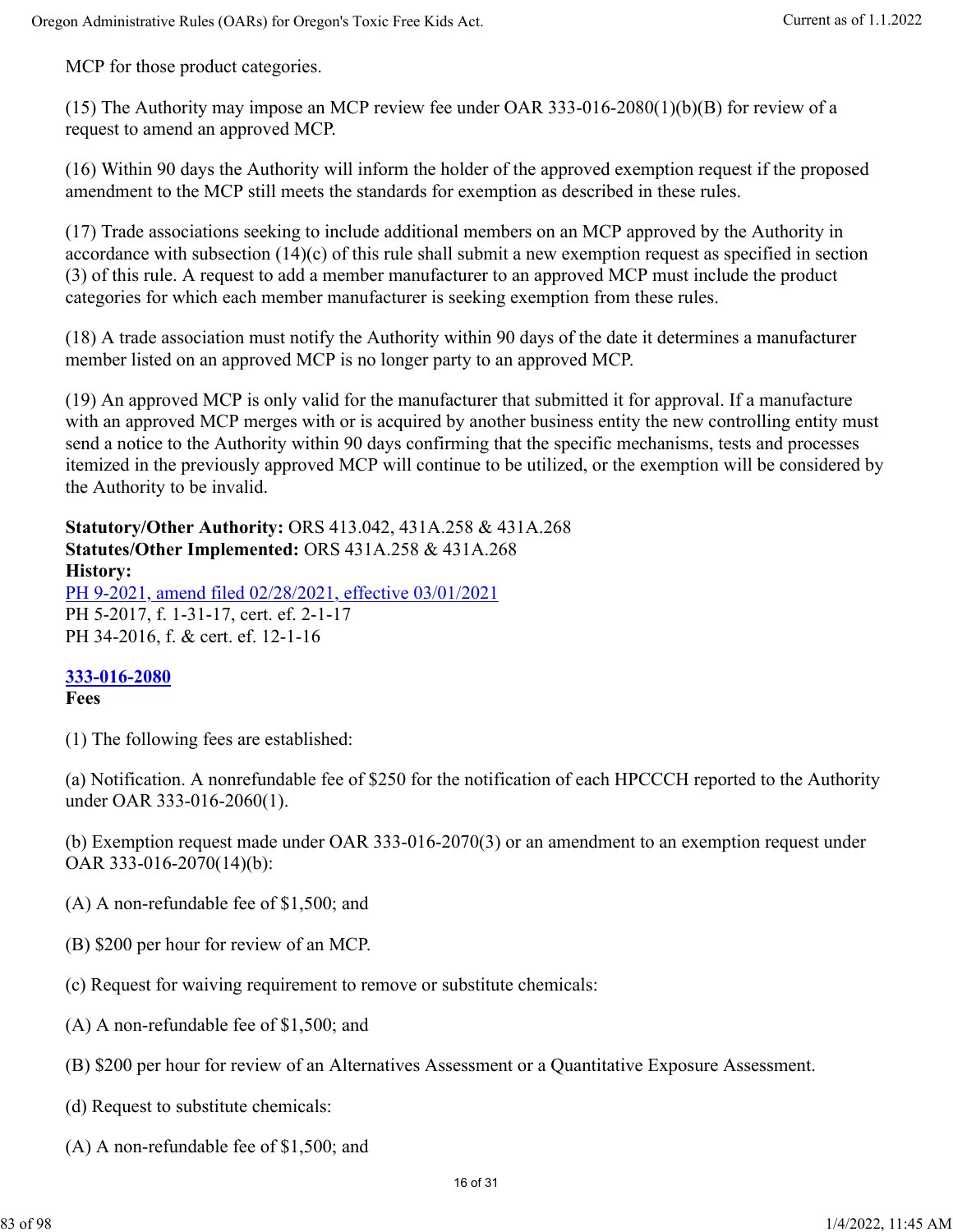MCP for those product categories.

(15) The Authority may impose an MCP review fee under OAR 333-016-2080(1)(b)(B) for review of a request to amend an approved MCP.

(16) Within 90 days the Authority will inform the holder of the approved exemption request if the proposed amendment to the MCP still meets the standards for exemption as described in these rules.

(17) Trade associations seeking to include additional members on an MCP approved by the Authority in accordance with subsection (14)(c) of this rule shall submit a new exemption request as specified in section (3) of this rule. A request to add a member manufacturer to an approved MCP must include the product categories for which each member manufacturer is seeking exemption from these rules.

(18) A trade association must notify the Authority within 90 days of the date it determines a manufacturer member listed on an approved MCP is no longer party to an approved MCP.

(19) An approved MCP is only valid for the manufacturer that submitted it for approval. If a manufacture with an approved MCP merges with or is acquired by another business entity the new controlling entity must send a notice to the Authority within 90 days confirming that the specific mechanisms, tests and processes itemized in the previously approved MCP will continue to be utilized, or the exemption will be considered by the Authority to be invalid.

**Statutory/Other Authority:** ORS 413.042, 431A.258 & 431A.268
**Statutes/Other Implemented:** ORS 431A.258 & 431A.268
**History:**
PH 9-2021, amend filed 02/28/2021, effective 03/01/2021
PH 5-2017, f. 1-31-17, cert. ef. 2-1-17
PH 34-2016, f. & cert. ef. 12-1-16

**333-016-2080**
**Fees**

(1) The following fees are established:

(a) Notification. A nonrefundable fee of $250 for the notification of each HPCCCH reported to the Authority under OAR 333-016-2060(1).

(b) Exemption request made under OAR 333-016-2070(3) or an amendment to an exemption request under OAR 333-016-2070(14)(b):

(A) A non-refundable fee of $1,500; and

(B) $200 per hour for review of an MCP.

(c) Request for waiving requirement to remove or substitute chemicals:

(A) A non-refundable fee of $1,500; and

(B) $200 per hour for review of an Alternatives Assessment or a Quantitative Exposure Assessment.

(d) Request to substitute chemicals:

(A) A non-refundable fee of $1,500; and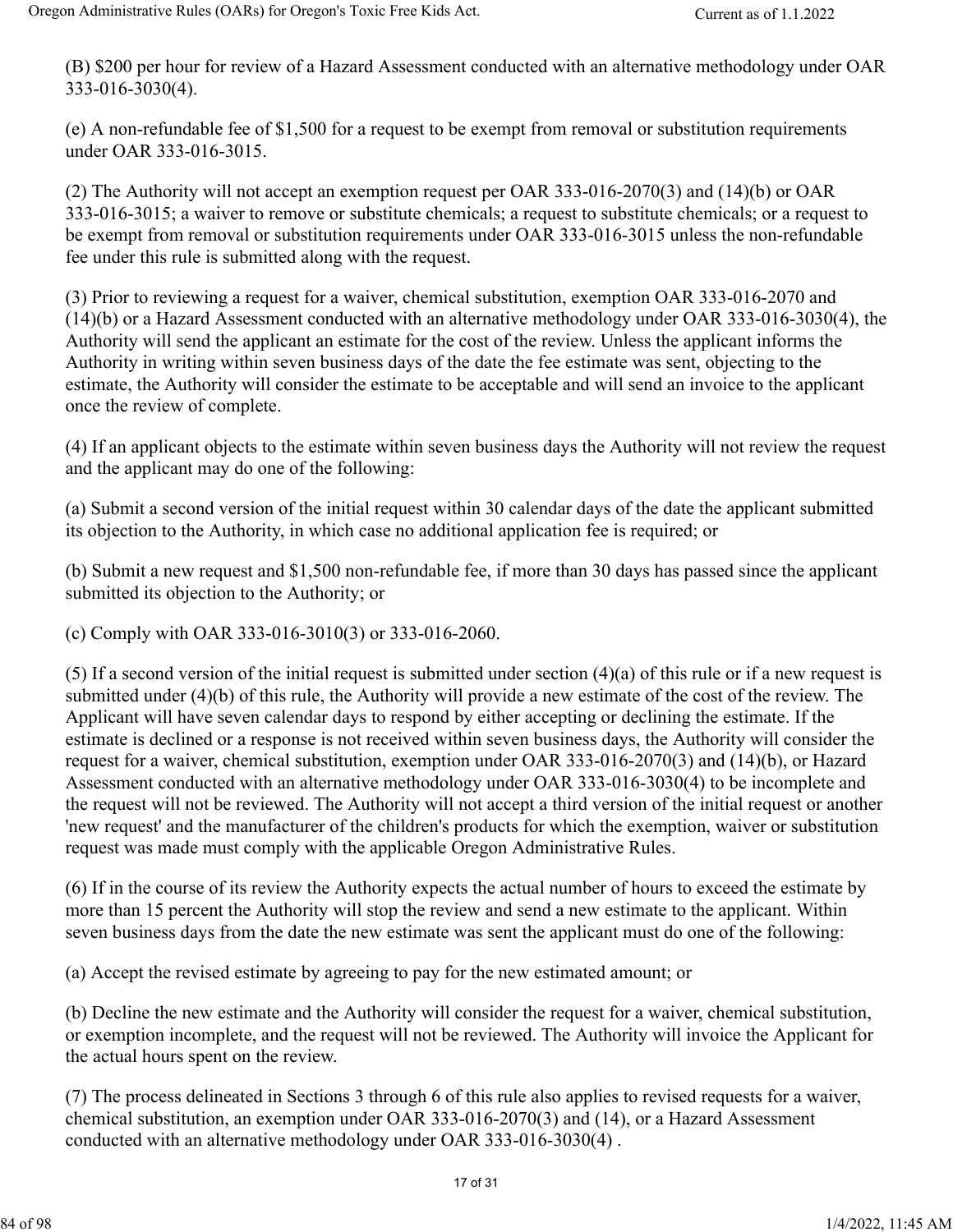(B) $200 per hour for review of a Hazard Assessment conducted with an alternative methodology under OAR 333-016-3030(4).

(e) A non-refundable fee of $1,500 for a request to be exempt from removal or substitution requirements under OAR 333-016-3015.

(2) The Authority will not accept an exemption request per OAR 333-016-2070(3) and (14)(b) or OAR 333-016-3015; a waiver to remove or substitute chemicals; a request to substitute chemicals; or a request to be exempt from removal or substitution requirements under OAR 333-016-3015 unless the non-refundable fee under this rule is submitted along with the request.

(3) Prior to reviewing a request for a waiver, chemical substitution, exemption OAR 333-016-2070 and (14)(b) or a Hazard Assessment conducted with an alternative methodology under OAR 333-016-3030(4), the Authority will send the applicant an estimate for the cost of the review. Unless the applicant informs the Authority in writing within seven business days of the date the fee estimate was sent, objecting to the estimate, the Authority will consider the estimate to be acceptable and will send an invoice to the applicant once the review of complete.

(4) If an applicant objects to the estimate within seven business days the Authority will not review the request and the applicant may do one of the following:

(a) Submit a second version of the initial request within 30 calendar days of the date the applicant submitted its objection to the Authority, in which case no additional application fee is required; or

(b) Submit a new request and $1,500 non-refundable fee, if more than 30 days has passed since the applicant submitted its objection to the Authority; or

(c) Comply with OAR 333-016-3010(3) or 333-016-2060.

(5) If a second version of the initial request is submitted under section (4)(a) of this rule or if a new request is submitted under (4)(b) of this rule, the Authority will provide a new estimate of the cost of the review. The Applicant will have seven calendar days to respond by either accepting or declining the estimate. If the estimate is declined or a response is not received within seven business days, the Authority will consider the request for a waiver, chemical substitution, exemption under OAR 333-016-2070(3) and (14)(b), or Hazard Assessment conducted with an alternative methodology under OAR 333-016-3030(4) to be incomplete and the request will not be reviewed. The Authority will not accept a third version of the initial request or another 'new request' and the manufacturer of the children's products for which the exemption, waiver or substitution request was made must comply with the applicable Oregon Administrative Rules.

(6) If in the course of its review the Authority expects the actual number of hours to exceed the estimate by more than 15 percent the Authority will stop the review and send a new estimate to the applicant. Within seven business days from the date the new estimate was sent the applicant must do one of the following:

(a) Accept the revised estimate by agreeing to pay for the new estimated amount; or

(b) Decline the new estimate and the Authority will consider the request for a waiver, chemical substitution, or exemption incomplete, and the request will not be reviewed. The Authority will invoice the Applicant for the actual hours spent on the review.

(7) The process delineated in Sections 3 through 6 of this rule also applies to revised requests for a waiver, chemical substitution, an exemption under OAR 333-016-2070(3) and (14), or a Hazard Assessment conducted with an alternative methodology under OAR 333-016-3030(4) .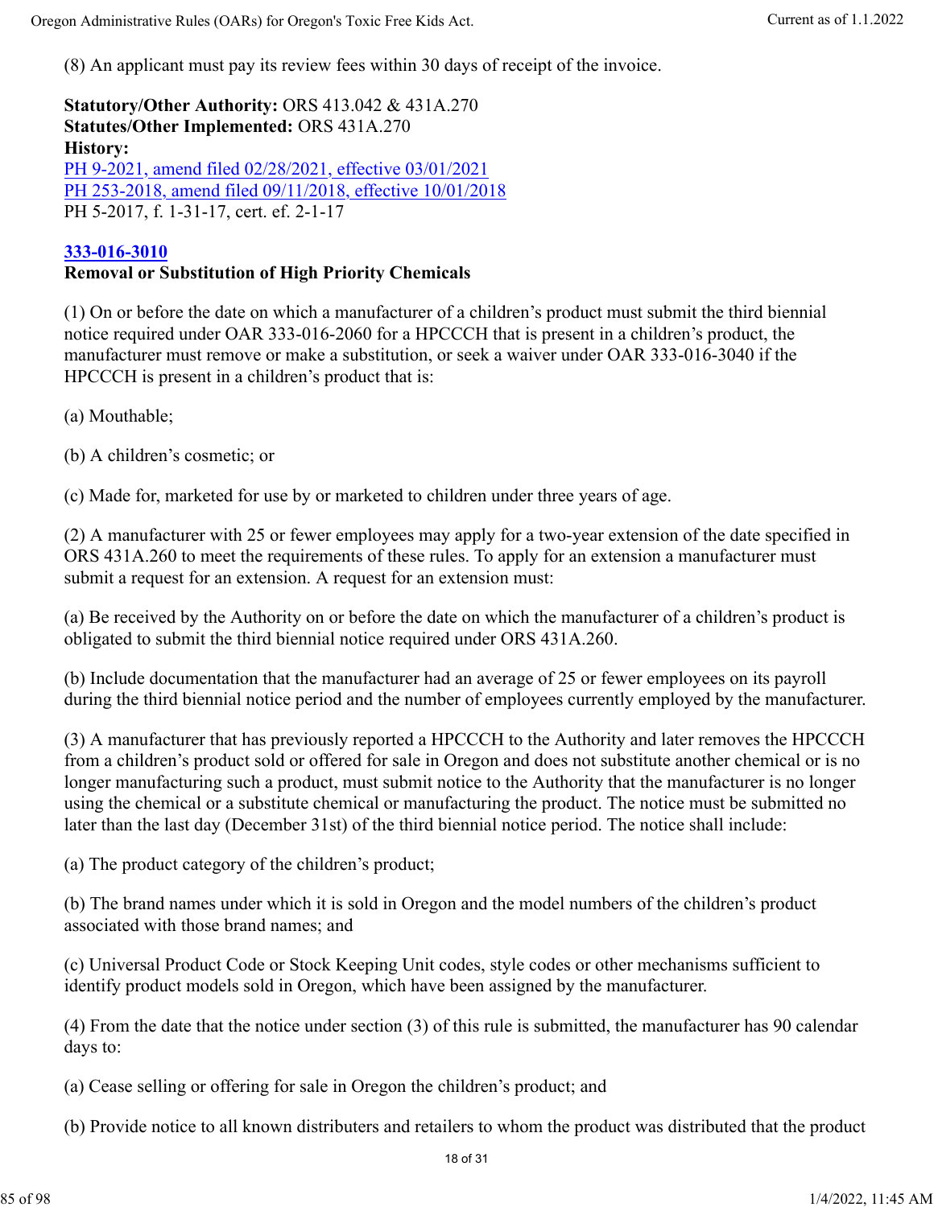(8) An applicant must pay its review fees within 30 days of receipt of the invoice.

**Statutory/Other Authority:** ORS 413.042 & 431A.270
**Statutes/Other Implemented:** ORS 431A.270
**History:**
PH 9-2021, amend filed 02/28/2021, effective 03/01/2021
PH 253-2018, amend filed 09/11/2018, effective 10/01/2018
PH 5-2017, f. 1-31-17, cert. ef. 2-1-17

**333-016-3010**
**Removal or Substitution of High Priority Chemicals**

(1) On or before the date on which a manufacturer of a children's product must submit the third biennial notice required under OAR 333-016-2060 for a HPCCCH that is present in a children's product, the manufacturer must remove or make a substitution, or seek a waiver under OAR 333-016-3040 if the HPCCCH is present in a children's product that is:

(a) Mouthable;

(b) A children's cosmetic; or

(c) Made for, marketed for use by or marketed to children under three years of age.

(2) A manufacturer with 25 or fewer employees may apply for a two-year extension of the date specified in ORS 431A.260 to meet the requirements of these rules. To apply for an extension a manufacturer must submit a request for an extension. A request for an extension must:

(a) Be received by the Authority on or before the date on which the manufacturer of a children's product is obligated to submit the third biennial notice required under ORS 431A.260.

(b) Include documentation that the manufacturer had an average of 25 or fewer employees on its payroll during the third biennial notice period and the number of employees currently employed by the manufacturer.

(3) A manufacturer that has previously reported a HPCCCH to the Authority and later removes the HPCCCH from a children's product sold or offered for sale in Oregon and does not substitute another chemical or is no longer manufacturing such a product, must submit notice to the Authority that the manufacturer is no longer using the chemical or a substitute chemical or manufacturing the product. The notice must be submitted no later than the last day (December 31st) of the third biennial notice period. The notice shall include:

(a) The product category of the children's product;

(b) The brand names under which it is sold in Oregon and the model numbers of the children's product associated with those brand names; and

(c) Universal Product Code or Stock Keeping Unit codes, style codes or other mechanisms sufficient to identify product models sold in Oregon, which have been assigned by the manufacturer.

(4) From the date that the notice under section (3) of this rule is submitted, the manufacturer has 90 calendar days to:

(a) Cease selling or offering for sale in Oregon the children's product; and

(b) Provide notice to all known distributers and retailers to whom the product was distributed that the product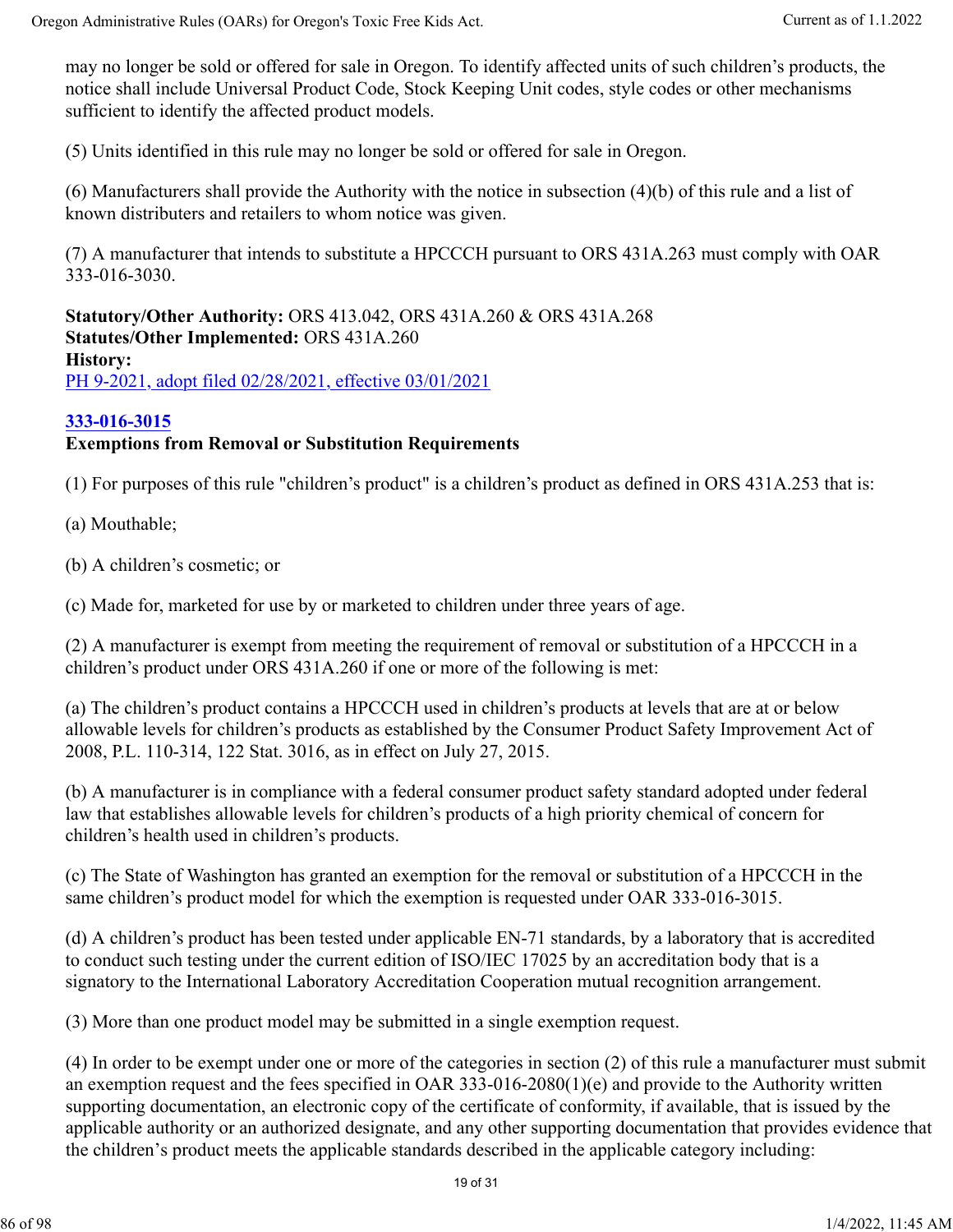may no longer be sold or offered for sale in Oregon. To identify affected units of such children's products, the notice shall include Universal Product Code, Stock Keeping Unit codes, style codes or other mechanisms sufficient to identify the affected product models.

(5) Units identified in this rule may no longer be sold or offered for sale in Oregon.

(6) Manufacturers shall provide the Authority with the notice in subsection (4)(b) of this rule and a list of known distributers and retailers to whom notice was given.

(7) A manufacturer that intends to substitute a HPCCCH pursuant to ORS 431A.263 must comply with OAR 333-016-3030.

**Statutory/Other Authority:** ORS 413.042, ORS 431A.260 & ORS 431A.268
**Statutes/Other Implemented:** ORS 431A.260
**History:**
PH 9-2021, adopt filed 02/28/2021, effective 03/01/2021

### 333-016-3015
**Exemptions from Removal or Substitution Requirements**

(1) For purposes of this rule "children's product" is a children's product as defined in ORS 431A.253 that is:

(a) Mouthable;

(b) A children's cosmetic; or

(c) Made for, marketed for use by or marketed to children under three years of age.

(2) A manufacturer is exempt from meeting the requirement of removal or substitution of a HPCCCH in a children's product under ORS 431A.260 if one or more of the following is met:

(a) The children's product contains a HPCCCH used in children's products at levels that are at or below allowable levels for children's products as established by the Consumer Product Safety Improvement Act of 2008, P.L. 110-314, 122 Stat. 3016, as in effect on July 27, 2015.

(b) A manufacturer is in compliance with a federal consumer product safety standard adopted under federal law that establishes allowable levels for children's products of a high priority chemical of concern for children's health used in children's products.

(c) The State of Washington has granted an exemption for the removal or substitution of a HPCCCH in the same children's product model for which the exemption is requested under OAR 333-016-3015.

(d) A children's product has been tested under applicable EN-71 standards, by a laboratory that is accredited to conduct such testing under the current edition of ISO/IEC 17025 by an accreditation body that is a signatory to the International Laboratory Accreditation Cooperation mutual recognition arrangement.

(3) More than one product model may be submitted in a single exemption request.

(4) In order to be exempt under one or more of the categories in section (2) of this rule a manufacturer must submit an exemption request and the fees specified in OAR 333-016-2080(1)(e) and provide to the Authority written supporting documentation, an electronic copy of the certificate of conformity, if available, that is issued by the applicable authority or an authorized designate, and any other supporting documentation that provides evidence that the children's product meets the applicable standards described in the applicable category including: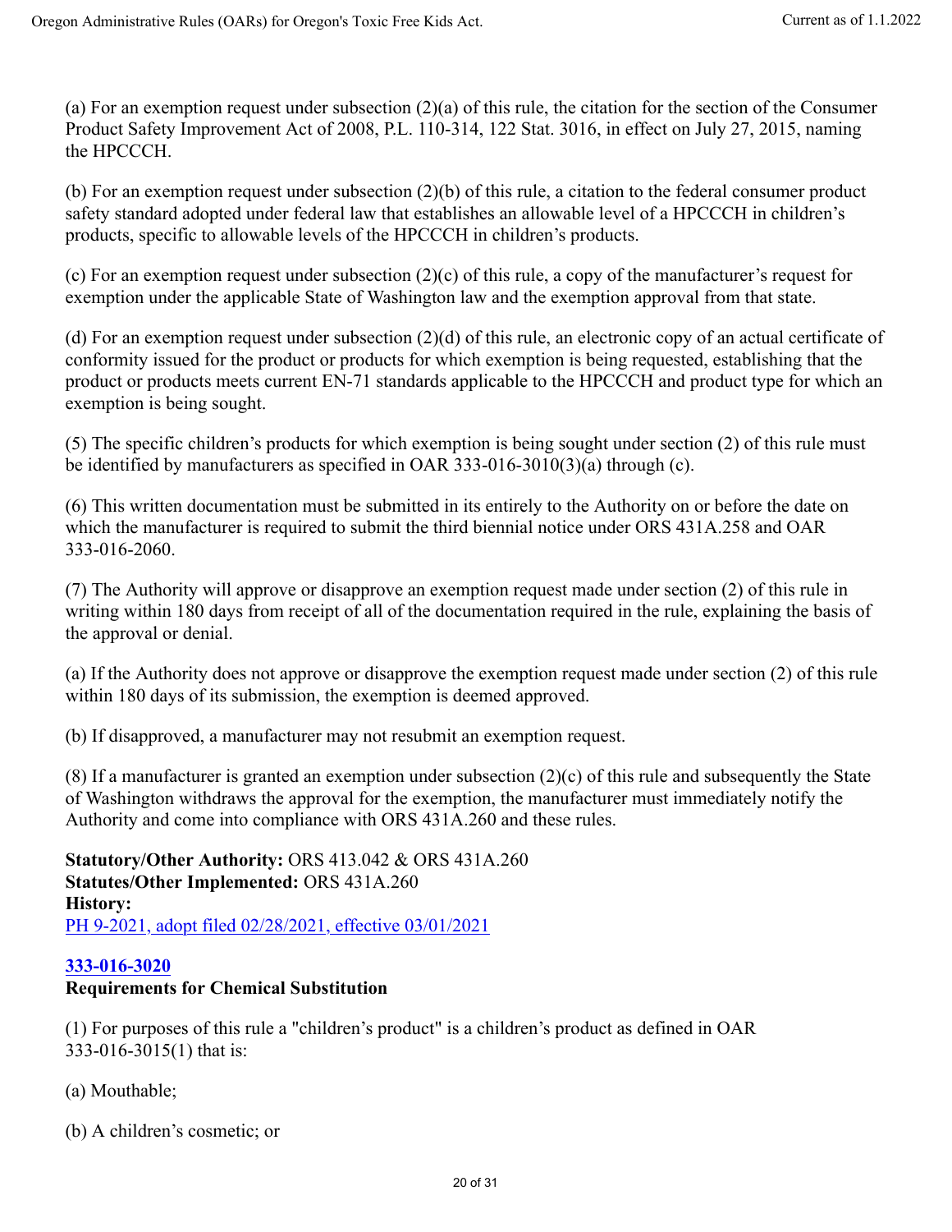(a) For an exemption request under subsection (2)(a) of this rule, the citation for the section of the Consumer Product Safety Improvement Act of 2008, P.L. 110-314, 122 Stat. 3016, in effect on July 27, 2015, naming the HPCCCH.

(b) For an exemption request under subsection (2)(b) of this rule, a citation to the federal consumer product safety standard adopted under federal law that establishes an allowable level of a HPCCCH in children's products, specific to allowable levels of the HPCCCH in children's products.

(c) For an exemption request under subsection (2)(c) of this rule, a copy of the manufacturer's request for exemption under the applicable State of Washington law and the exemption approval from that state.

(d) For an exemption request under subsection (2)(d) of this rule, an electronic copy of an actual certificate of conformity issued for the product or products for which exemption is being requested, establishing that the product or products meets current EN-71 standards applicable to the HPCCCH and product type for which an exemption is being sought.

(5) The specific children's products for which exemption is being sought under section (2) of this rule must be identified by manufacturers as specified in OAR 333-016-3010(3)(a) through (c).

(6) This written documentation must be submitted in its entirely to the Authority on or before the date on which the manufacturer is required to submit the third biennial notice under ORS 431A.258 and OAR 333-016-2060.

(7) The Authority will approve or disapprove an exemption request made under section (2) of this rule in writing within 180 days from receipt of all of the documentation required in the rule, explaining the basis of the approval or denial.

(a) If the Authority does not approve or disapprove the exemption request made under section (2) of this rule within 180 days of its submission, the exemption is deemed approved.

(b) If disapproved, a manufacturer may not resubmit an exemption request.

(8) If a manufacturer is granted an exemption under subsection (2)(c) of this rule and subsequently the State of Washington withdraws the approval for the exemption, the manufacturer must immediately notify the Authority and come into compliance with ORS 431A.260 and these rules.

**Statutory/Other Authority:** ORS 413.042 & ORS 431A.260
**Statutes/Other Implemented:** ORS 431A.260
**History:**
PH 9-2021, adopt filed 02/28/2021, effective 03/01/2021

**333-016-3020**
**Requirements for Chemical Substitution**

(1) For purposes of this rule a "children's product" is a children's product as defined in OAR 333-016-3015(1) that is:

(a) Mouthable;

(b) A children's cosmetic; or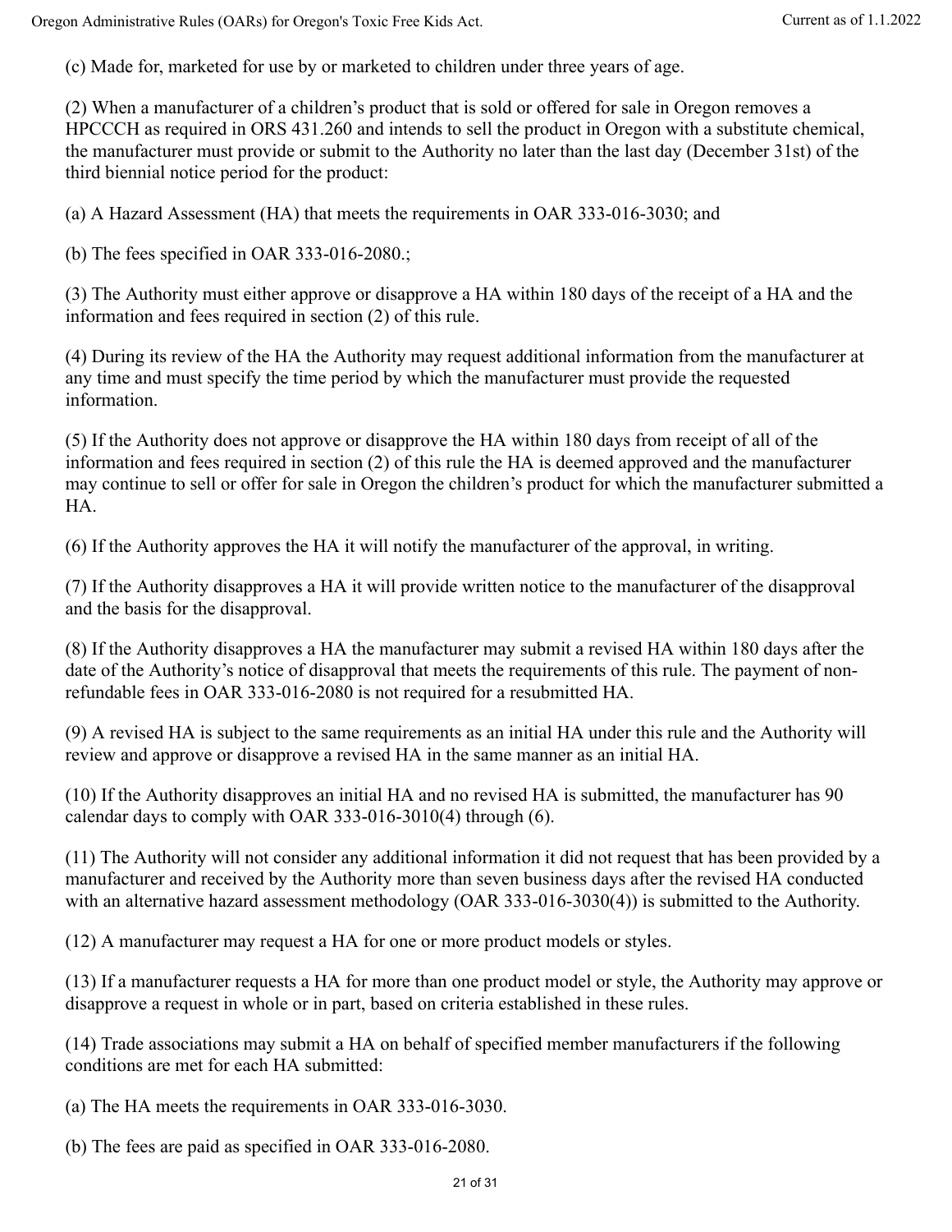(c) Made for, marketed for use by or marketed to children under three years of age.

(2) When a manufacturer of a children's product that is sold or offered for sale in Oregon removes a HPCCCH as required in ORS 431.260 and intends to sell the product in Oregon with a substitute chemical, the manufacturer must provide or submit to the Authority no later than the last day (December 31st) of the third biennial notice period for the product:

(a) A Hazard Assessment (HA) that meets the requirements in OAR 333-016-3030; and

(b) The fees specified in OAR 333-016-2080.;

(3) The Authority must either approve or disapprove a HA within 180 days of the receipt of a HA and the information and fees required in section (2) of this rule.

(4) During its review of the HA the Authority may request additional information from the manufacturer at any time and must specify the time period by which the manufacturer must provide the requested information.

(5) If the Authority does not approve or disapprove the HA within 180 days from receipt of all of the information and fees required in section (2) of this rule the HA is deemed approved and the manufacturer may continue to sell or offer for sale in Oregon the children's product for which the manufacturer submitted a HA.

(6) If the Authority approves the HA it will notify the manufacturer of the approval, in writing.

(7) If the Authority disapproves a HA it will provide written notice to the manufacturer of the disapproval and the basis for the disapproval.

(8) If the Authority disapproves a HA the manufacturer may submit a revised HA within 180 days after the date of the Authority's notice of disapproval that meets the requirements of this rule. The payment of non-refundable fees in OAR 333-016-2080 is not required for a resubmitted HA.

(9) A revised HA is subject to the same requirements as an initial HA under this rule and the Authority will review and approve or disapprove a revised HA in the same manner as an initial HA.

(10) If the Authority disapproves an initial HA and no revised HA is submitted, the manufacturer has 90 calendar days to comply with OAR 333-016-3010(4) through (6).

(11) The Authority will not consider any additional information it did not request that has been provided by a manufacturer and received by the Authority more than seven business days after the revised HA conducted with an alternative hazard assessment methodology (OAR 333-016-3030(4)) is submitted to the Authority.

(12) A manufacturer may request a HA for one or more product models or styles.

(13) If a manufacturer requests a HA for more than one product model or style, the Authority may approve or disapprove a request in whole or in part, based on criteria established in these rules.

(14) Trade associations may submit a HA on behalf of specified member manufacturers if the following conditions are met for each HA submitted:

(a) The HA meets the requirements in OAR 333-016-3030.

(b) The fees are paid as specified in OAR 333-016-2080.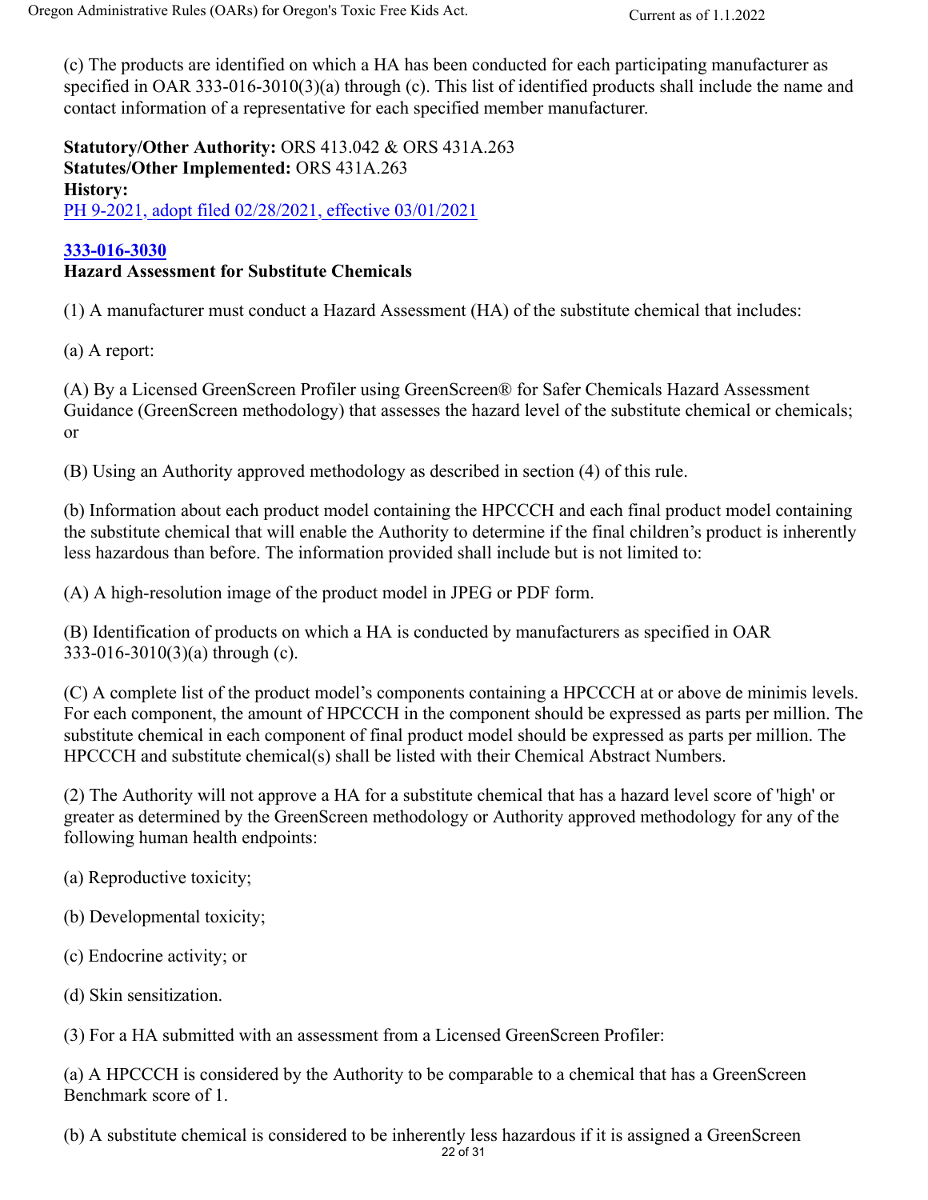(c) The products are identified on which a HA has been conducted for each participating manufacturer as specified in OAR 333-016-3010(3)(a) through (c). This list of identified products shall include the name and contact information of a representative for each specified member manufacturer.

**Statutory/Other Authority:** ORS 413.042 & ORS 431A.263
**Statutes/Other Implemented:** ORS 431A.263
**History:**
PH 9-2021, adopt filed 02/28/2021, effective 03/01/2021

**333-016-3030**
**Hazard Assessment for Substitute Chemicals**

(1) A manufacturer must conduct a Hazard Assessment (HA) of the substitute chemical that includes:

(a) A report:

(A) By a Licensed GreenScreen Profiler using GreenScreen® for Safer Chemicals Hazard Assessment Guidance (GreenScreen methodology) that assesses the hazard level of the substitute chemical or chemicals; or

(B) Using an Authority approved methodology as described in section (4) of this rule.

(b) Information about each product model containing the HPCCCH and each final product model containing the substitute chemical that will enable the Authority to determine if the final children's product is inherently less hazardous than before. The information provided shall include but is not limited to:

(A) A high-resolution image of the product model in JPEG or PDF form.

(B) Identification of products on which a HA is conducted by manufacturers as specified in OAR 333-016-3010(3)(a) through (c).

(C) A complete list of the product model's components containing a HPCCCH at or above de minimis levels. For each component, the amount of HPCCCH in the component should be expressed as parts per million. The substitute chemical in each component of final product model should be expressed as parts per million. The HPCCCH and substitute chemical(s) shall be listed with their Chemical Abstract Numbers.

(2) The Authority will not approve a HA for a substitute chemical that has a hazard level score of 'high' or greater as determined by the GreenScreen methodology or Authority approved methodology for any of the following human health endpoints:

(a) Reproductive toxicity;

(b) Developmental toxicity;

(c) Endocrine activity; or

(d) Skin sensitization.

(3) For a HA submitted with an assessment from a Licensed GreenScreen Profiler:

(a) A HPCCCH is considered by the Authority to be comparable to a chemical that has a GreenScreen Benchmark score of 1.

(b) A substitute chemical is considered to be inherently less hazardous if it is assigned a GreenScreen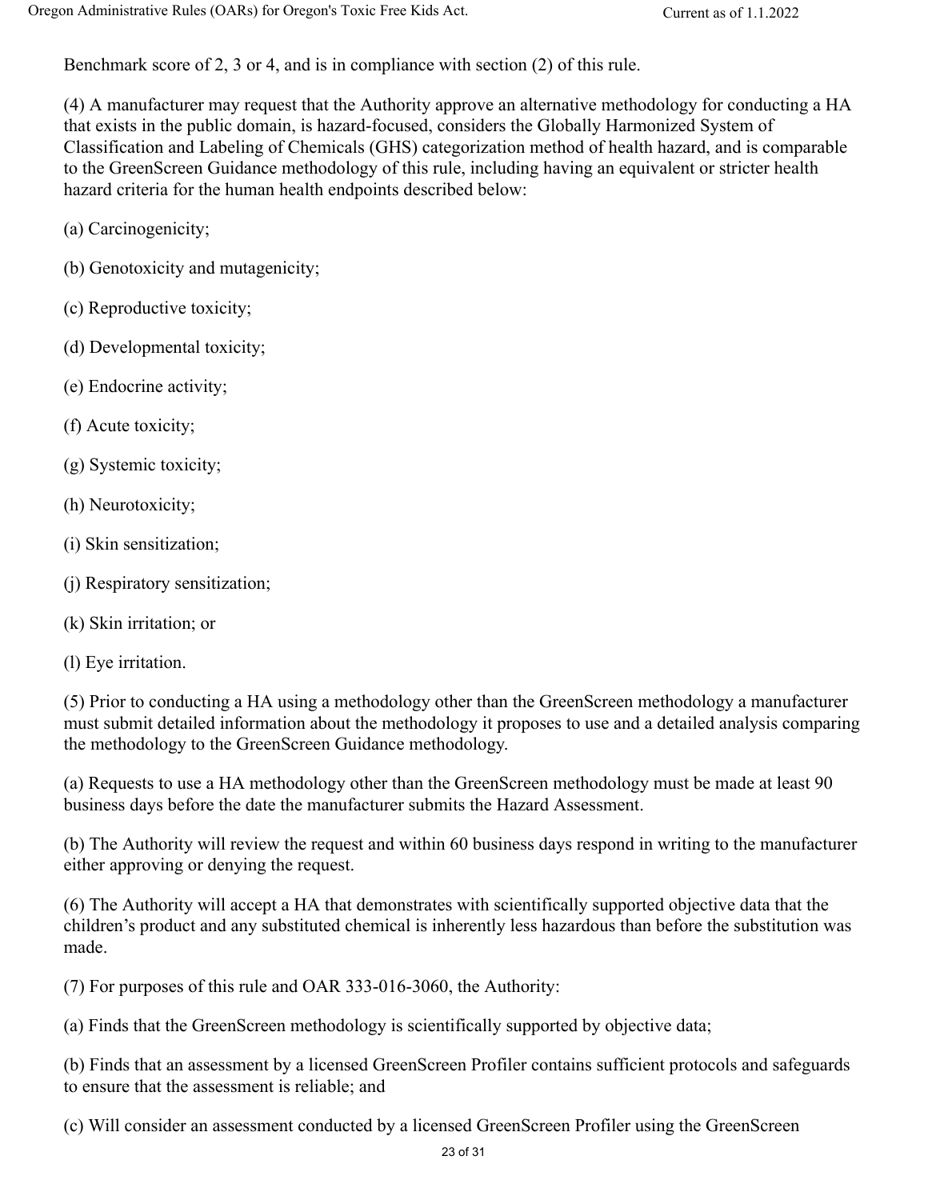Benchmark score of 2, 3 or 4, and is in compliance with section (2) of this rule.

(4) A manufacturer may request that the Authority approve an alternative methodology for conducting a HA that exists in the public domain, is hazard-focused, considers the Globally Harmonized System of Classification and Labeling of Chemicals (GHS) categorization method of health hazard, and is comparable to the GreenScreen Guidance methodology of this rule, including having an equivalent or stricter health hazard criteria for the human health endpoints described below:

(a) Carcinogenicity;

(b) Genotoxicity and mutagenicity;

(c) Reproductive toxicity;

(d) Developmental toxicity;

(e) Endocrine activity;

(f) Acute toxicity;

(g) Systemic toxicity;

(h) Neurotoxicity;

(i) Skin sensitization;

(j) Respiratory sensitization;

(k) Skin irritation; or

(l) Eye irritation.

(5) Prior to conducting a HA using a methodology other than the GreenScreen methodology a manufacturer must submit detailed information about the methodology it proposes to use and a detailed analysis comparing the methodology to the GreenScreen Guidance methodology.

(a) Requests to use a HA methodology other than the GreenScreen methodology must be made at least 90 business days before the date the manufacturer submits the Hazard Assessment.

(b) The Authority will review the request and within 60 business days respond in writing to the manufacturer either approving or denying the request.

(6) The Authority will accept a HA that demonstrates with scientifically supported objective data that the children's product and any substituted chemical is inherently less hazardous than before the substitution was made.

(7) For purposes of this rule and OAR 333-016-3060, the Authority:

(a) Finds that the GreenScreen methodology is scientifically supported by objective data;

(b) Finds that an assessment by a licensed GreenScreen Profiler contains sufficient protocols and safeguards to ensure that the assessment is reliable; and

(c) Will consider an assessment conducted by a licensed GreenScreen Profiler using the GreenScreen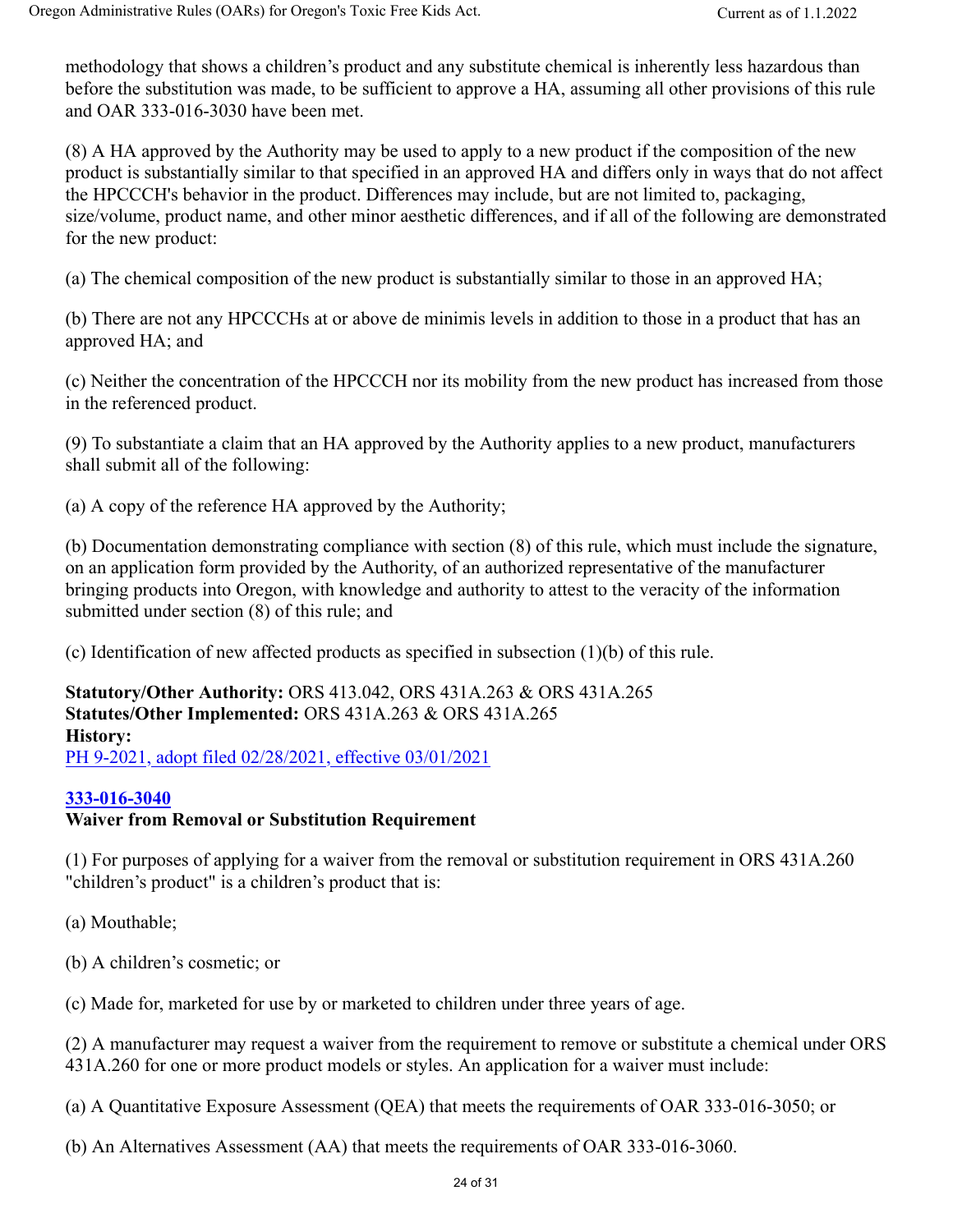methodology that shows a children's product and any substitute chemical is inherently less hazardous than before the substitution was made, to be sufficient to approve a HA, assuming all other provisions of this rule and OAR 333-016-3030 have been met.

(8) A HA approved by the Authority may be used to apply to a new product if the composition of the new product is substantially similar to that specified in an approved HA and differs only in ways that do not affect the HPCCCH's behavior in the product. Differences may include, but are not limited to, packaging, size/volume, product name, and other minor aesthetic differences, and if all of the following are demonstrated for the new product:

(a) The chemical composition of the new product is substantially similar to those in an approved HA;

(b) There are not any HPCCCHs at or above de minimis levels in addition to those in a product that has an approved HA; and

(c) Neither the concentration of the HPCCCH nor its mobility from the new product has increased from those in the referenced product.

(9) To substantiate a claim that an HA approved by the Authority applies to a new product, manufacturers shall submit all of the following:

(a) A copy of the reference HA approved by the Authority;

(b) Documentation demonstrating compliance with section (8) of this rule, which must include the signature, on an application form provided by the Authority, of an authorized representative of the manufacturer bringing products into Oregon, with knowledge and authority to attest to the veracity of the information submitted under section (8) of this rule; and

(c) Identification of new affected products as specified in subsection (1)(b) of this rule.

**Statutory/Other Authority:** ORS 413.042, ORS 431A.263 & ORS 431A.265
**Statutes/Other Implemented:** ORS 431A.263 & ORS 431A.265
**History:**
PH 9-2021, adopt filed 02/28/2021, effective 03/01/2021

### 333-016-3040
**Waiver from Removal or Substitution Requirement**

(1) For purposes of applying for a waiver from the removal or substitution requirement in ORS 431A.260 "children's product" is a children's product that is:

(a) Mouthable;

(b) A children's cosmetic; or

(c) Made for, marketed for use by or marketed to children under three years of age.

(2) A manufacturer may request a waiver from the requirement to remove or substitute a chemical under ORS 431A.260 for one or more product models or styles. An application for a waiver must include:

(a) A Quantitative Exposure Assessment (QEA) that meets the requirements of OAR 333-016-3050; or

(b) An Alternatives Assessment (AA) that meets the requirements of OAR 333-016-3060.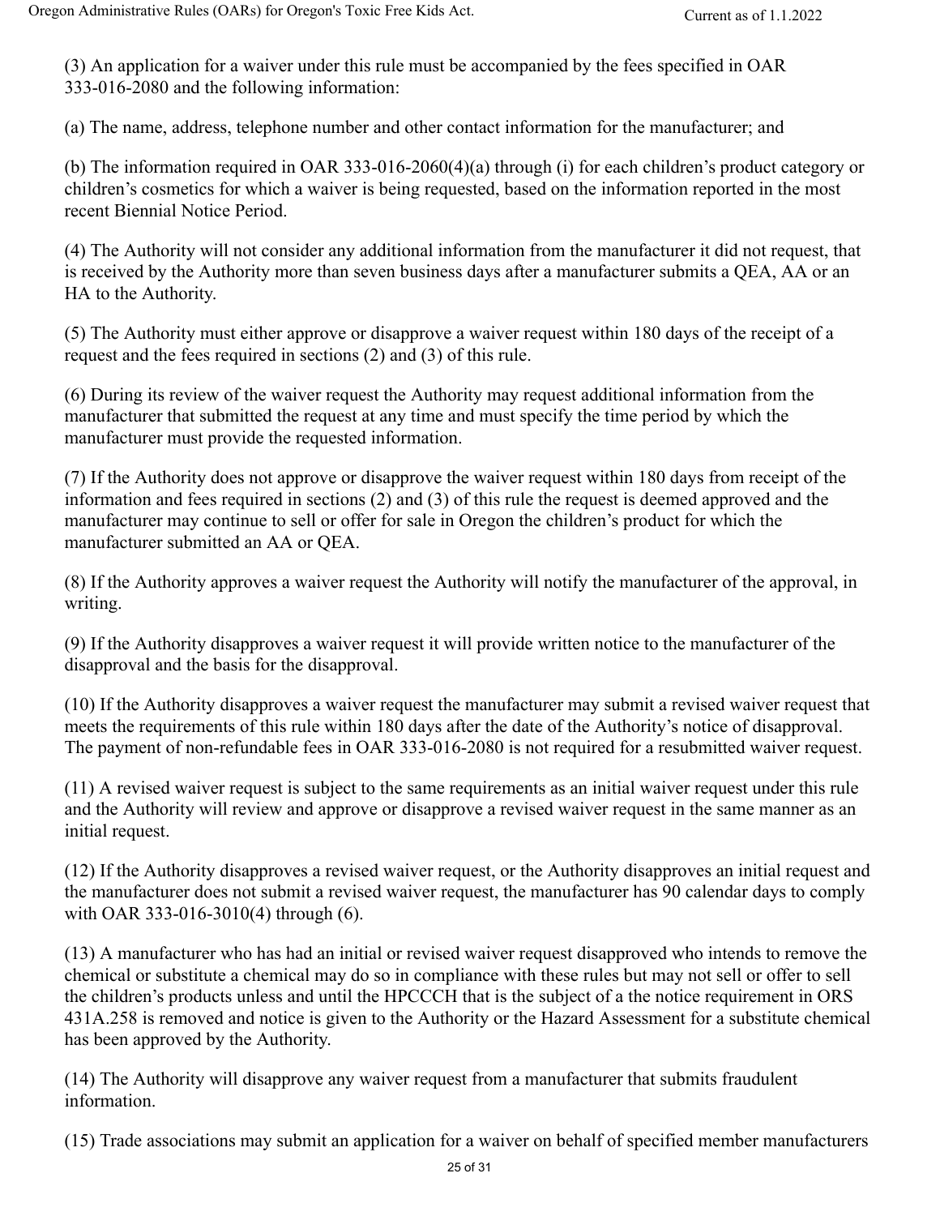(3) An application for a waiver under this rule must be accompanied by the fees specified in OAR 333-016-2080 and the following information:

(a) The name, address, telephone number and other contact information for the manufacturer; and

(b) The information required in OAR 333-016-2060(4)(a) through (i) for each children's product category or children's cosmetics for which a waiver is being requested, based on the information reported in the most recent Biennial Notice Period.

(4) The Authority will not consider any additional information from the manufacturer it did not request, that is received by the Authority more than seven business days after a manufacturer submits a QEA, AA or an HA to the Authority.

(5) The Authority must either approve or disapprove a waiver request within 180 days of the receipt of a request and the fees required in sections (2) and (3) of this rule.

(6) During its review of the waiver request the Authority may request additional information from the manufacturer that submitted the request at any time and must specify the time period by which the manufacturer must provide the requested information.

(7) If the Authority does not approve or disapprove the waiver request within 180 days from receipt of the information and fees required in sections (2) and (3) of this rule the request is deemed approved and the manufacturer may continue to sell or offer for sale in Oregon the children's product for which the manufacturer submitted an AA or QEA.

(8) If the Authority approves a waiver request the Authority will notify the manufacturer of the approval, in writing.

(9) If the Authority disapproves a waiver request it will provide written notice to the manufacturer of the disapproval and the basis for the disapproval.

(10) If the Authority disapproves a waiver request the manufacturer may submit a revised waiver request that meets the requirements of this rule within 180 days after the date of the Authority's notice of disapproval. The payment of non-refundable fees in OAR 333-016-2080 is not required for a resubmitted waiver request.

(11) A revised waiver request is subject to the same requirements as an initial waiver request under this rule and the Authority will review and approve or disapprove a revised waiver request in the same manner as an initial request.

(12) If the Authority disapproves a revised waiver request, or the Authority disapproves an initial request and the manufacturer does not submit a revised waiver request, the manufacturer has 90 calendar days to comply with OAR 333-016-3010(4) through (6).

(13) A manufacturer who has had an initial or revised waiver request disapproved who intends to remove the chemical or substitute a chemical may do so in compliance with these rules but may not sell or offer to sell the children's products unless and until the HPCCCH that is the subject of a the notice requirement in ORS 431A.258 is removed and notice is given to the Authority or the Hazard Assessment for a substitute chemical has been approved by the Authority.

(14) The Authority will disapprove any waiver request from a manufacturer that submits fraudulent information.

(15) Trade associations may submit an application for a waiver on behalf of specified member manufacturers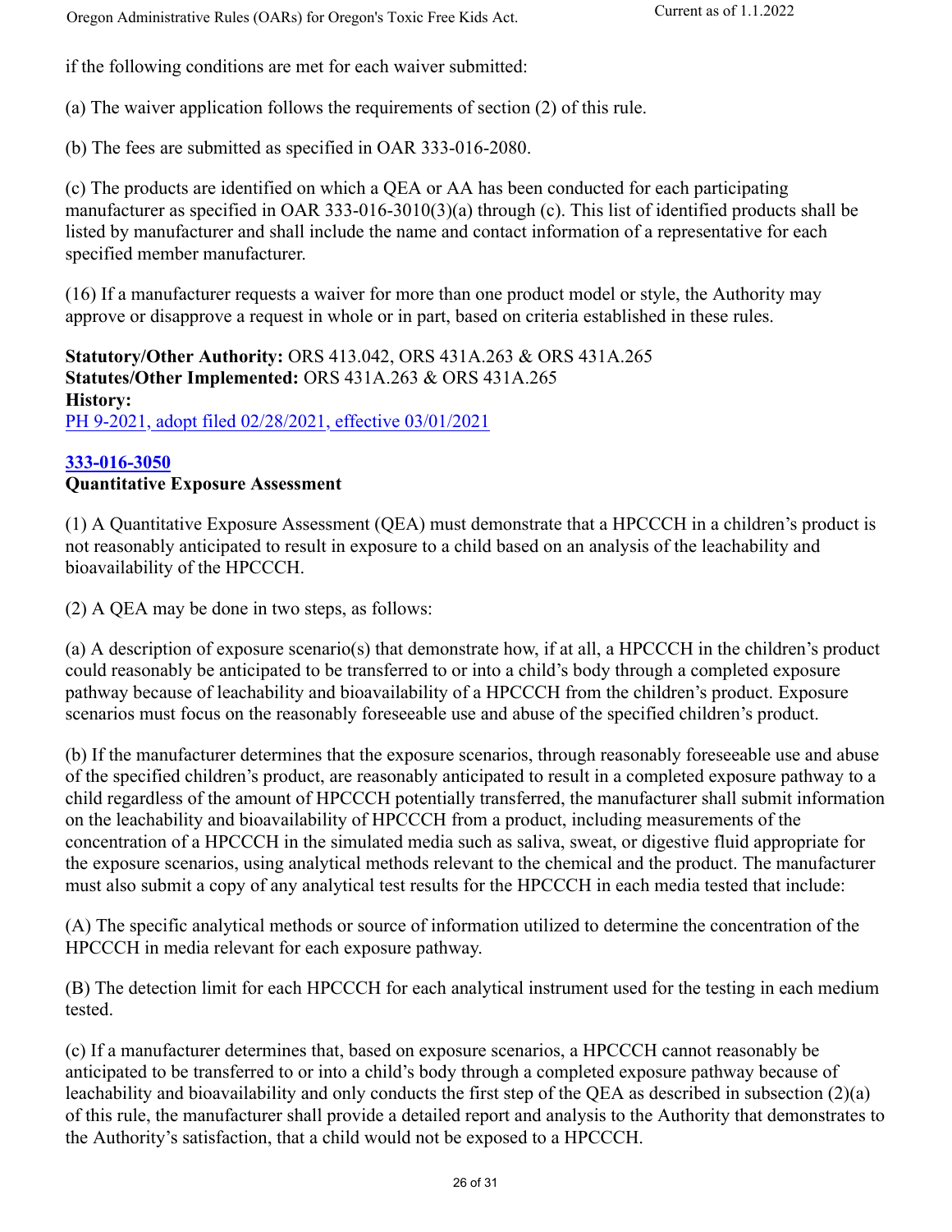if the following conditions are met for each waiver submitted:

(a) The waiver application follows the requirements of section (2) of this rule.

(b) The fees are submitted as specified in OAR 333-016-2080.

(c) The products are identified on which a QEA or AA has been conducted for each participating manufacturer as specified in OAR 333-016-3010(3)(a) through (c). This list of identified products shall be listed by manufacturer and shall include the name and contact information of a representative for each specified member manufacturer.

(16) If a manufacturer requests a waiver for more than one product model or style, the Authority may approve or disapprove a request in whole or in part, based on criteria established in these rules.

**Statutory/Other Authority:** ORS 413.042, ORS 431A.263 & ORS 431A.265
**Statutes/Other Implemented:** ORS 431A.263 & ORS 431A.265
**History:**
PH 9-2021, adopt filed 02/28/2021, effective 03/01/2021

**333-016-3050**
**Quantitative Exposure Assessment**

(1) A Quantitative Exposure Assessment (QEA) must demonstrate that a HPCCCH in a children's product is not reasonably anticipated to result in exposure to a child based on an analysis of the leachability and bioavailability of the HPCCCH.

(2) A QEA may be done in two steps, as follows:

(a) A description of exposure scenario(s) that demonstrate how, if at all, a HPCCCH in the children's product could reasonably be anticipated to be transferred to or into a child's body through a completed exposure pathway because of leachability and bioavailability of a HPCCCH from the children's product. Exposure scenarios must focus on the reasonably foreseeable use and abuse of the specified children's product.

(b) If the manufacturer determines that the exposure scenarios, through reasonably foreseeable use and abuse of the specified children's product, are reasonably anticipated to result in a completed exposure pathway to a child regardless of the amount of HPCCCH potentially transferred, the manufacturer shall submit information on the leachability and bioavailability of HPCCCH from a product, including measurements of the concentration of a HPCCCH in the simulated media such as saliva, sweat, or digestive fluid appropriate for the exposure scenarios, using analytical methods relevant to the chemical and the product. The manufacturer must also submit a copy of any analytical test results for the HPCCCH in each media tested that include:

(A) The specific analytical methods or source of information utilized to determine the concentration of the HPCCCH in media relevant for each exposure pathway.

(B) The detection limit for each HPCCCH for each analytical instrument used for the testing in each medium tested.

(c) If a manufacturer determines that, based on exposure scenarios, a HPCCCH cannot reasonably be anticipated to be transferred to or into a child's body through a completed exposure pathway because of leachability and bioavailability and only conducts the first step of the QEA as described in subsection (2)(a) of this rule, the manufacturer shall provide a detailed report and analysis to the Authority that demonstrates to the Authority's satisfaction, that a child would not be exposed to a HPCCCH.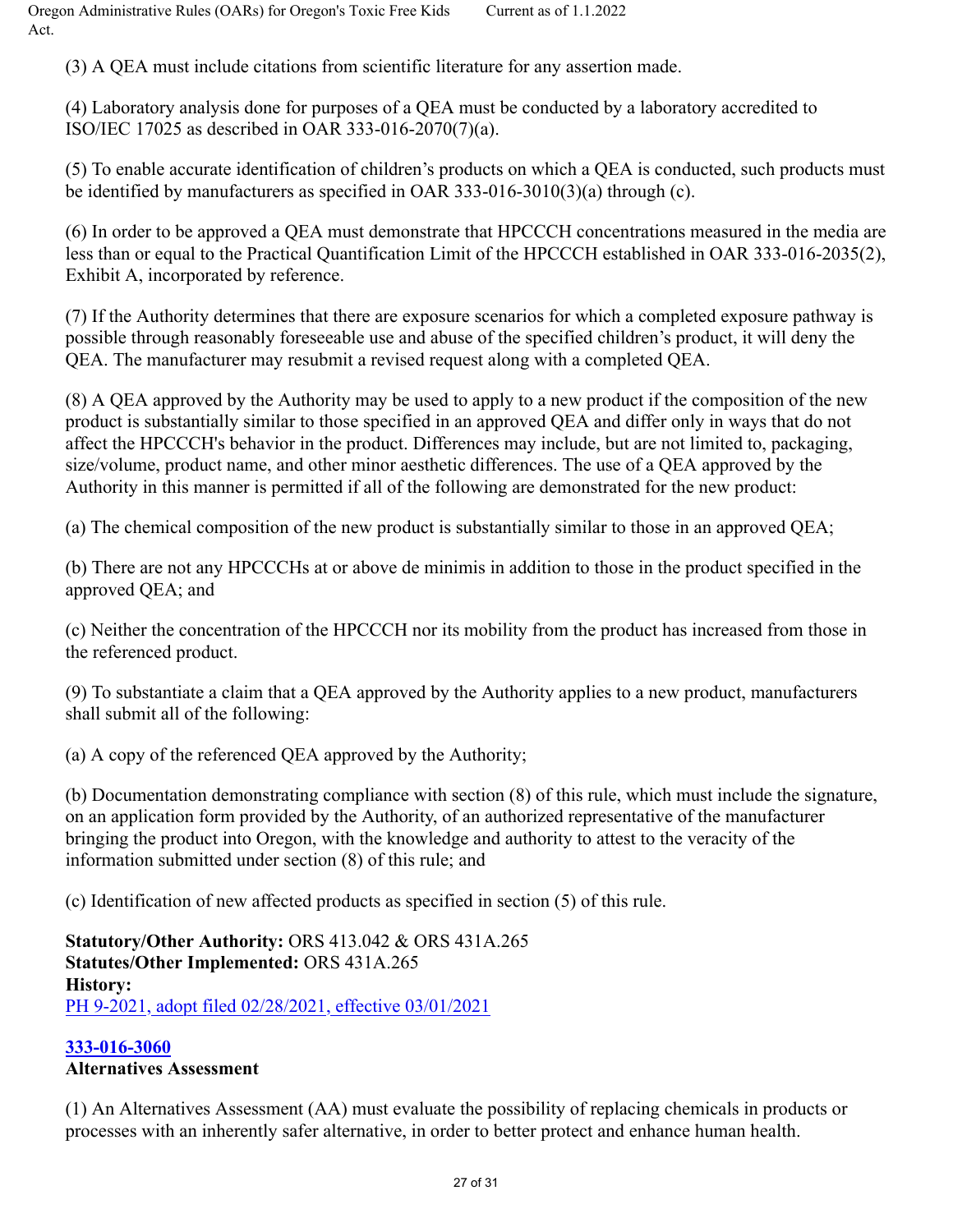(3) A QEA must include citations from scientific literature for any assertion made.

(4) Laboratory analysis done for purposes of a QEA must be conducted by a laboratory accredited to ISO/IEC 17025 as described in OAR 333-016-2070(7)(a).

(5) To enable accurate identification of children's products on which a QEA is conducted, such products must be identified by manufacturers as specified in OAR 333-016-3010(3)(a) through (c).

(6) In order to be approved a QEA must demonstrate that HPCCCH concentrations measured in the media are less than or equal to the Practical Quantification Limit of the HPCCCH established in OAR 333-016-2035(2), Exhibit A, incorporated by reference.

(7) If the Authority determines that there are exposure scenarios for which a completed exposure pathway is possible through reasonably foreseeable use and abuse of the specified children's product, it will deny the QEA. The manufacturer may resubmit a revised request along with a completed QEA.

(8) A QEA approved by the Authority may be used to apply to a new product if the composition of the new product is substantially similar to those specified in an approved QEA and differ only in ways that do not affect the HPCCCH's behavior in the product. Differences may include, but are not limited to, packaging, size/volume, product name, and other minor aesthetic differences. The use of a QEA approved by the Authority in this manner is permitted if all of the following are demonstrated for the new product:

(a) The chemical composition of the new product is substantially similar to those in an approved QEA;

(b) There are not any HPCCCHs at or above de minimis in addition to those in the product specified in the approved QEA; and

(c) Neither the concentration of the HPCCCH nor its mobility from the product has increased from those in the referenced product.

(9) To substantiate a claim that a QEA approved by the Authority applies to a new product, manufacturers shall submit all of the following:

(a) A copy of the referenced QEA approved by the Authority;

(b) Documentation demonstrating compliance with section (8) of this rule, which must include the signature, on an application form provided by the Authority, of an authorized representative of the manufacturer bringing the product into Oregon, with the knowledge and authority to attest to the veracity of the information submitted under section (8) of this rule; and

(c) Identification of new affected products as specified in section (5) of this rule.

**Statutory/Other Authority:** ORS 413.042 & ORS 431A.265
**Statutes/Other Implemented:** ORS 431A.265
**History:**
PH 9-2021, adopt filed 02/28/2021, effective 03/01/2021

**333-016-3060**
**Alternatives Assessment**

(1) An Alternatives Assessment (AA) must evaluate the possibility of replacing chemicals in products or processes with an inherently safer alternative, in order to better protect and enhance human health.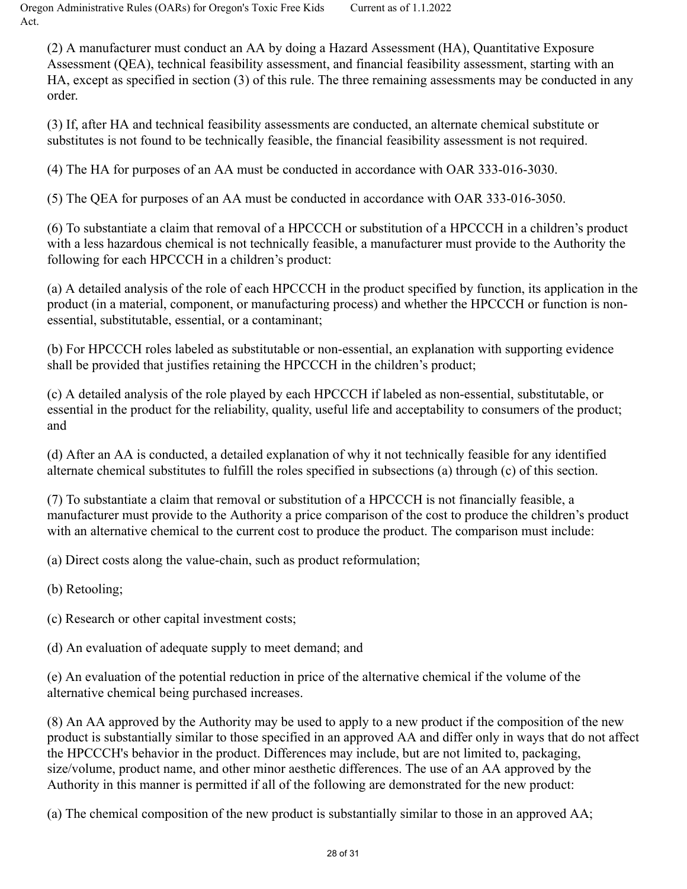(2) A manufacturer must conduct an AA by doing a Hazard Assessment (HA), Quantitative Exposure Assessment (QEA), technical feasibility assessment, and financial feasibility assessment, starting with an HA, except as specified in section (3) of this rule. The three remaining assessments may be conducted in any order.

(3) If, after HA and technical feasibility assessments are conducted, an alternate chemical substitute or substitutes is not found to be technically feasible, the financial feasibility assessment is not required.

(4) The HA for purposes of an AA must be conducted in accordance with OAR 333-016-3030.

(5) The QEA for purposes of an AA must be conducted in accordance with OAR 333-016-3050.

(6) To substantiate a claim that removal of a HPCCCH or substitution of a HPCCCH in a children's product with a less hazardous chemical is not technically feasible, a manufacturer must provide to the Authority the following for each HPCCCH in a children's product:

(a) A detailed analysis of the role of each HPCCCH in the product specified by function, its application in the product (in a material, component, or manufacturing process) and whether the HPCCCH or function is non-essential, substitutable, essential, or a contaminant;

(b) For HPCCCH roles labeled as substitutable or non-essential, an explanation with supporting evidence shall be provided that justifies retaining the HPCCCH in the children's product;

(c) A detailed analysis of the role played by each HPCCCH if labeled as non-essential, substitutable, or essential in the product for the reliability, quality, useful life and acceptability to consumers of the product; and

(d) After an AA is conducted, a detailed explanation of why it not technically feasible for any identified alternate chemical substitutes to fulfill the roles specified in subsections (a) through (c) of this section.

(7) To substantiate a claim that removal or substitution of a HPCCCH is not financially feasible, a manufacturer must provide to the Authority a price comparison of the cost to produce the children's product with an alternative chemical to the current cost to produce the product. The comparison must include:

(a) Direct costs along the value-chain, such as product reformulation;

(b) Retooling;

(c) Research or other capital investment costs;

(d) An evaluation of adequate supply to meet demand; and

(e) An evaluation of the potential reduction in price of the alternative chemical if the volume of the alternative chemical being purchased increases.

(8) An AA approved by the Authority may be used to apply to a new product if the composition of the new product is substantially similar to those specified in an approved AA and differ only in ways that do not affect the HPCCCH's behavior in the product. Differences may include, but are not limited to, packaging, size/volume, product name, and other minor aesthetic differences. The use of an AA approved by the Authority in this manner is permitted if all of the following are demonstrated for the new product:

(a) The chemical composition of the new product is substantially similar to those in an approved AA;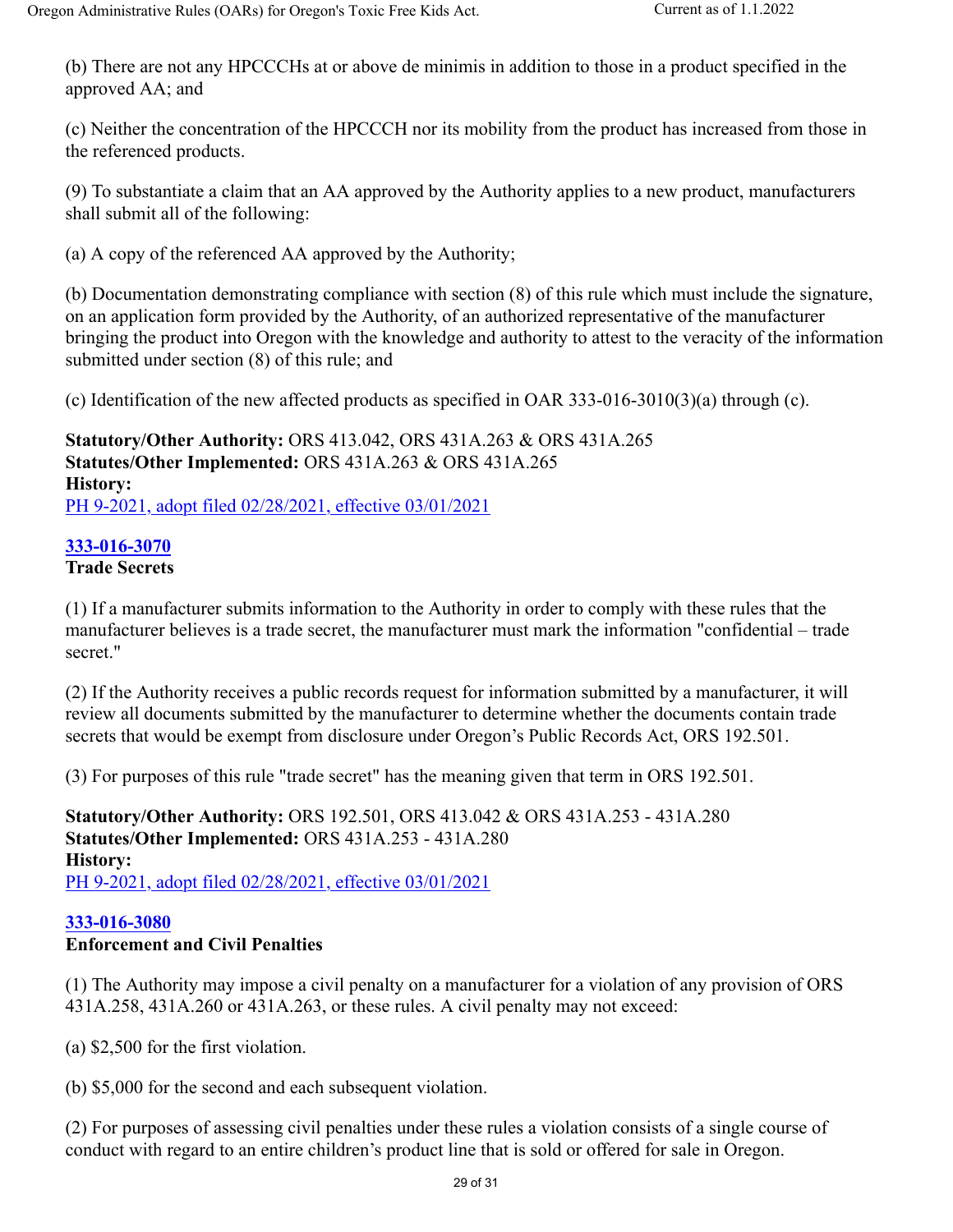(b) There are not any HPCCCHs at or above de minimis in addition to those in a product specified in the approved AA; and

(c) Neither the concentration of the HPCCCH nor its mobility from the product has increased from those in the referenced products.

(9) To substantiate a claim that an AA approved by the Authority applies to a new product, manufacturers shall submit all of the following:

(a) A copy of the referenced AA approved by the Authority;

(b) Documentation demonstrating compliance with section (8) of this rule which must include the signature, on an application form provided by the Authority, of an authorized representative of the manufacturer bringing the product into Oregon with the knowledge and authority to attest to the veracity of the information submitted under section (8) of this rule; and

(c) Identification of the new affected products as specified in OAR 333-016-3010(3)(a) through (c).

**Statutory/Other Authority:** ORS 413.042, ORS 431A.263 & ORS 431A.265
**Statutes/Other Implemented:** ORS 431A.263 & ORS 431A.265
**History:**
PH 9-2021, adopt filed 02/28/2021, effective 03/01/2021

## 333-016-3070
**Trade Secrets**

(1) If a manufacturer submits information to the Authority in order to comply with these rules that the manufacturer believes is a trade secret, the manufacturer must mark the information "confidential – trade secret."

(2) If the Authority receives a public records request for information submitted by a manufacturer, it will review all documents submitted by the manufacturer to determine whether the documents contain trade secrets that would be exempt from disclosure under Oregon's Public Records Act, ORS 192.501.

(3) For purposes of this rule "trade secret" has the meaning given that term in ORS 192.501.

**Statutory/Other Authority:** ORS 192.501, ORS 413.042 & ORS 431A.253 - 431A.280
**Statutes/Other Implemented:** ORS 431A.253 - 431A.280
**History:**
PH 9-2021, adopt filed 02/28/2021, effective 03/01/2021

## 333-016-3080
**Enforcement and Civil Penalties**

(1) The Authority may impose a civil penalty on a manufacturer for a violation of any provision of ORS 431A.258, 431A.260 or 431A.263, or these rules. A civil penalty may not exceed:

(a) $2,500 for the first violation.

(b) $5,000 for the second and each subsequent violation.

(2) For purposes of assessing civil penalties under these rules a violation consists of a single course of conduct with regard to an entire children's product line that is sold or offered for sale in Oregon.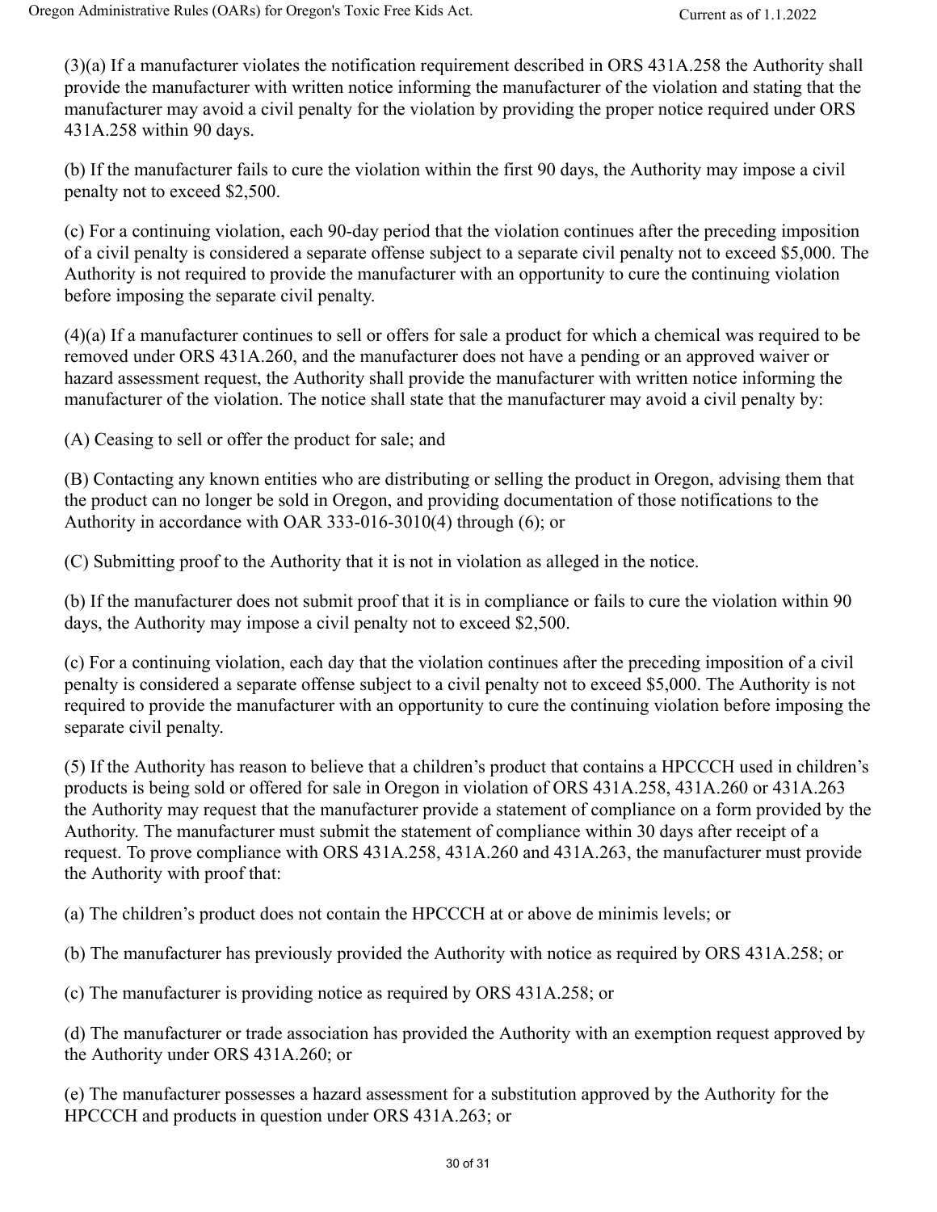(3)(a) If a manufacturer violates the notification requirement described in ORS 431A.258 the Authority shall provide the manufacturer with written notice informing the manufacturer of the violation and stating that the manufacturer may avoid a civil penalty for the violation by providing the proper notice required under ORS 431A.258 within 90 days.

(b) If the manufacturer fails to cure the violation within the first 90 days, the Authority may impose a civil penalty not to exceed $2,500.

(c) For a continuing violation, each 90-day period that the violation continues after the preceding imposition of a civil penalty is considered a separate offense subject to a separate civil penalty not to exceed $5,000. The Authority is not required to provide the manufacturer with an opportunity to cure the continuing violation before imposing the separate civil penalty.

(4)(a) If a manufacturer continues to sell or offers for sale a product for which a chemical was required to be removed under ORS 431A.260, and the manufacturer does not have a pending or an approved waiver or hazard assessment request, the Authority shall provide the manufacturer with written notice informing the manufacturer of the violation. The notice shall state that the manufacturer may avoid a civil penalty by:

(A) Ceasing to sell or offer the product for sale; and

(B) Contacting any known entities who are distributing or selling the product in Oregon, advising them that the product can no longer be sold in Oregon, and providing documentation of those notifications to the Authority in accordance with OAR 333-016-3010(4) through (6); or

(C) Submitting proof to the Authority that it is not in violation as alleged in the notice.

(b) If the manufacturer does not submit proof that it is in compliance or fails to cure the violation within 90 days, the Authority may impose a civil penalty not to exceed $2,500.

(c) For a continuing violation, each day that the violation continues after the preceding imposition of a civil penalty is considered a separate offense subject to a civil penalty not to exceed $5,000. The Authority is not required to provide the manufacturer with an opportunity to cure the continuing violation before imposing the separate civil penalty.

(5) If the Authority has reason to believe that a children's product that contains a HPCCCH used in children's products is being sold or offered for sale in Oregon in violation of ORS 431A.258, 431A.260 or 431A.263 the Authority may request that the manufacturer provide a statement of compliance on a form provided by the Authority. The manufacturer must submit the statement of compliance within 30 days after receipt of a request. To prove compliance with ORS 431A.258, 431A.260 and 431A.263, the manufacturer must provide the Authority with proof that:

(a) The children's product does not contain the HPCCCH at or above de minimis levels; or

(b) The manufacturer has previously provided the Authority with notice as required by ORS 431A.258; or

(c) The manufacturer is providing notice as required by ORS 431A.258; or

(d) The manufacturer or trade association has provided the Authority with an exemption request approved by the Authority under ORS 431A.260; or

(e) The manufacturer possesses a hazard assessment for a substitution approved by the Authority for the HPCCCH and products in question under ORS 431A.263; or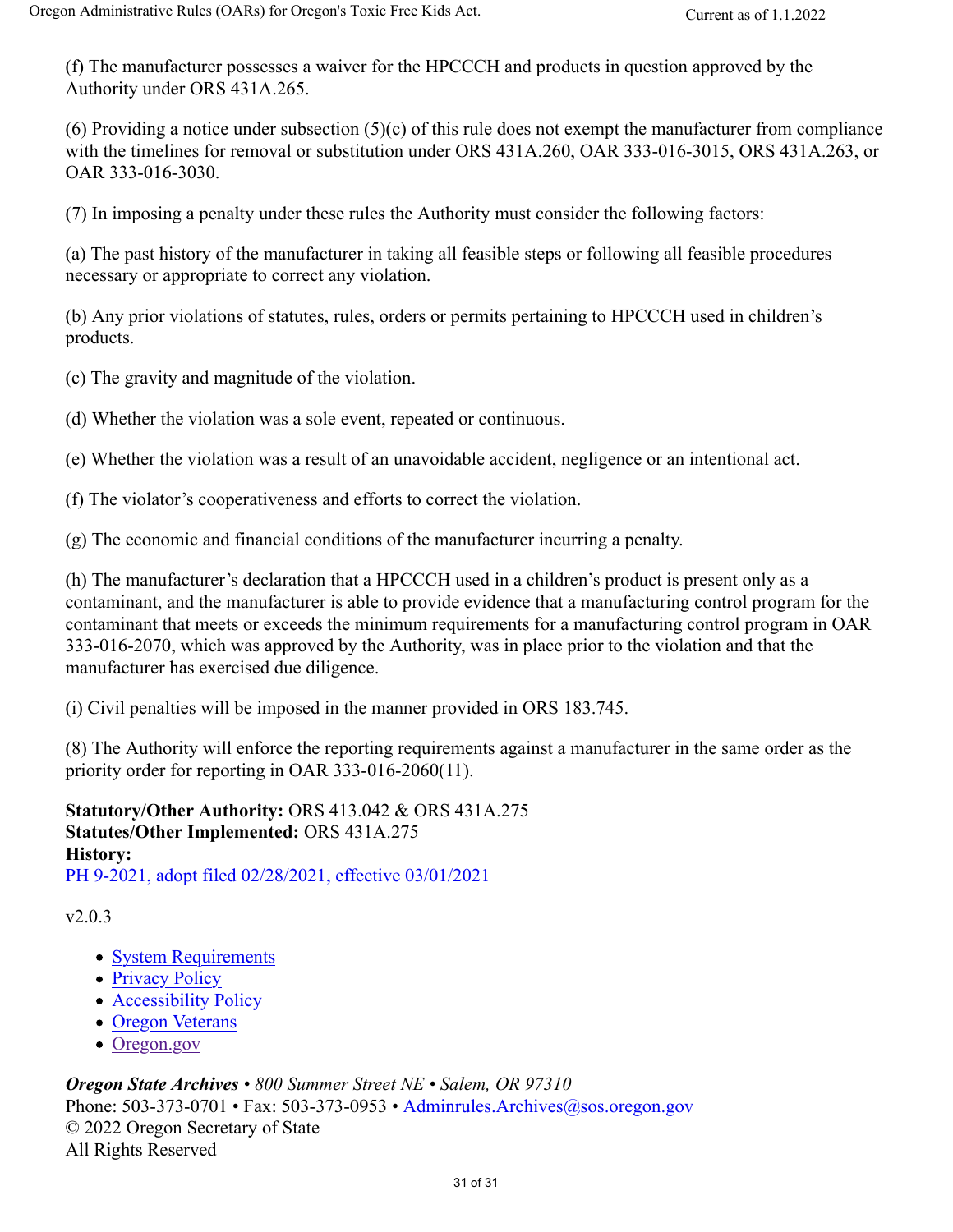(f) The manufacturer possesses a waiver for the HPCCCH and products in question approved by the Authority under ORS 431A.265.

(6) Providing a notice under subsection (5)(c) of this rule does not exempt the manufacturer from compliance with the timelines for removal or substitution under ORS 431A.260, OAR 333-016-3015, ORS 431A.263, or OAR 333-016-3030.

(7) In imposing a penalty under these rules the Authority must consider the following factors:

(a) The past history of the manufacturer in taking all feasible steps or following all feasible procedures necessary or appropriate to correct any violation.

(b) Any prior violations of statutes, rules, orders or permits pertaining to HPCCCH used in children's products.

(c) The gravity and magnitude of the violation.

(d) Whether the violation was a sole event, repeated or continuous.

(e) Whether the violation was a result of an unavoidable accident, negligence or an intentional act.

(f) The violator's cooperativeness and efforts to correct the violation.

(g) The economic and financial conditions of the manufacturer incurring a penalty.

(h) The manufacturer's declaration that a HPCCCH used in a children's product is present only as a contaminant, and the manufacturer is able to provide evidence that a manufacturing control program for the contaminant that meets or exceeds the minimum requirements for a manufacturing control program in OAR 333-016-2070, which was approved by the Authority, was in place prior to the violation and that the manufacturer has exercised due diligence.

(i) Civil penalties will be imposed in the manner provided in ORS 183.745.

(8) The Authority will enforce the reporting requirements against a manufacturer in the same order as the priority order for reporting in OAR 333-016-2060(11).

**Statutory/Other Authority:** ORS 413.042 & ORS 431A.275
**Statutes/Other Implemented:** ORS 431A.275
**History:**
PH 9-2021, adopt filed 02/28/2021, effective 03/01/2021

v2.0.3

- System Requirements
- Privacy Policy
- Accessibility Policy
- Oregon Veterans
- Oregon.gov

***Oregon State Archives*** *• 800 Summer Street NE • Salem, OR 97310*
Phone: 503-373-0701 • Fax: 503-373-0953 • Adminrules.Archives@sos.oregon.gov
© 2022 Oregon Secretary of State
All Rights Reserved